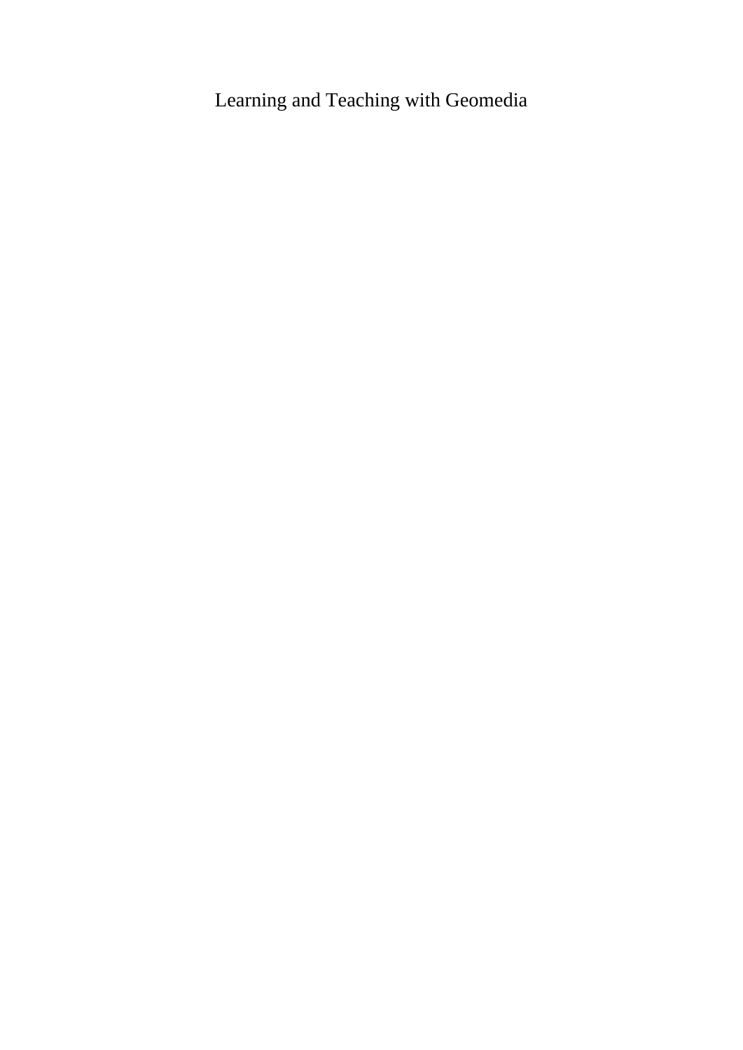# Learning and Teaching with Geomedia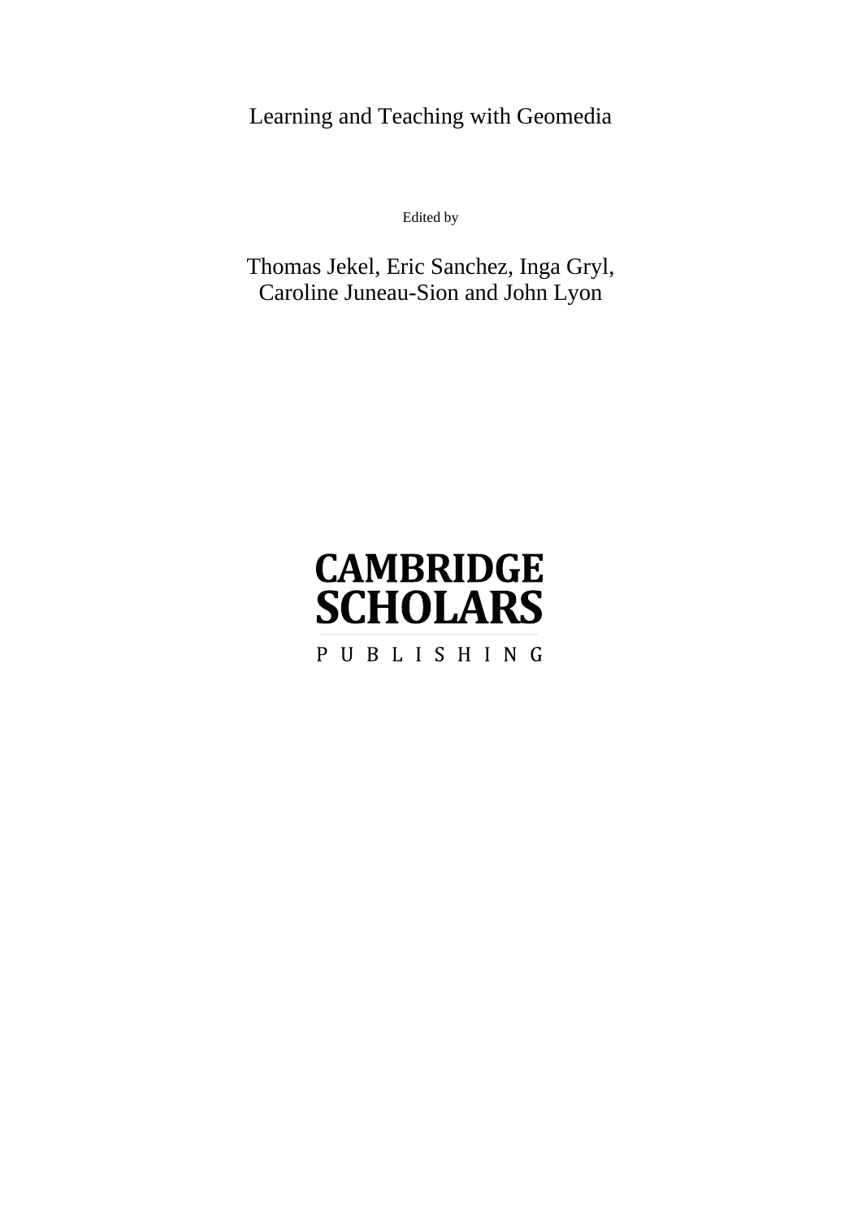# Learning and Teaching with Geomedia

Edited by

Thomas Jekel, Eric Sanchez, Inga Gryl,
Caroline Juneau-Sion and John Lyon

CAMBRIDGE
SCHOLARS

PUBLISHING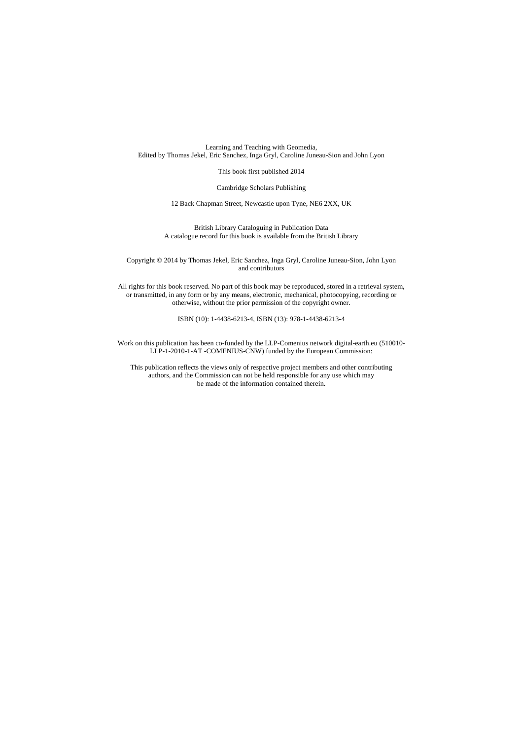Learning and Teaching with Geomedia,
Edited by Thomas Jekel, Eric Sanchez, Inga Gryl, Caroline Juneau-Sion and John Lyon

This book first published 2014

Cambridge Scholars Publishing

12 Back Chapman Street, Newcastle upon Tyne, NE6 2XX, UK

British Library Cataloguing in Publication Data
A catalogue record for this book is available from the British Library

Copyright © 2014 by Thomas Jekel, Eric Sanchez, Inga Gryl, Caroline Juneau-Sion, John Lyon and contributors

All rights for this book reserved. No part of this book may be reproduced, stored in a retrieval system, or transmitted, in any form or by any means, electronic, mechanical, photocopying, recording or otherwise, without the prior permission of the copyright owner.

ISBN (10): 1-4438-6213-4, ISBN (13): 978-1-4438-6213-4

Work on this publication has been co-funded by the LLP-Comenius network digital-earth.eu (510010-LLP-1-2010-1-AT -COMENIUS-CNW) funded by the European Commission:

This publication reflects the views only of respective project members and other contributing authors, and the Commission can not be held responsible for any use which may be made of the information contained therein.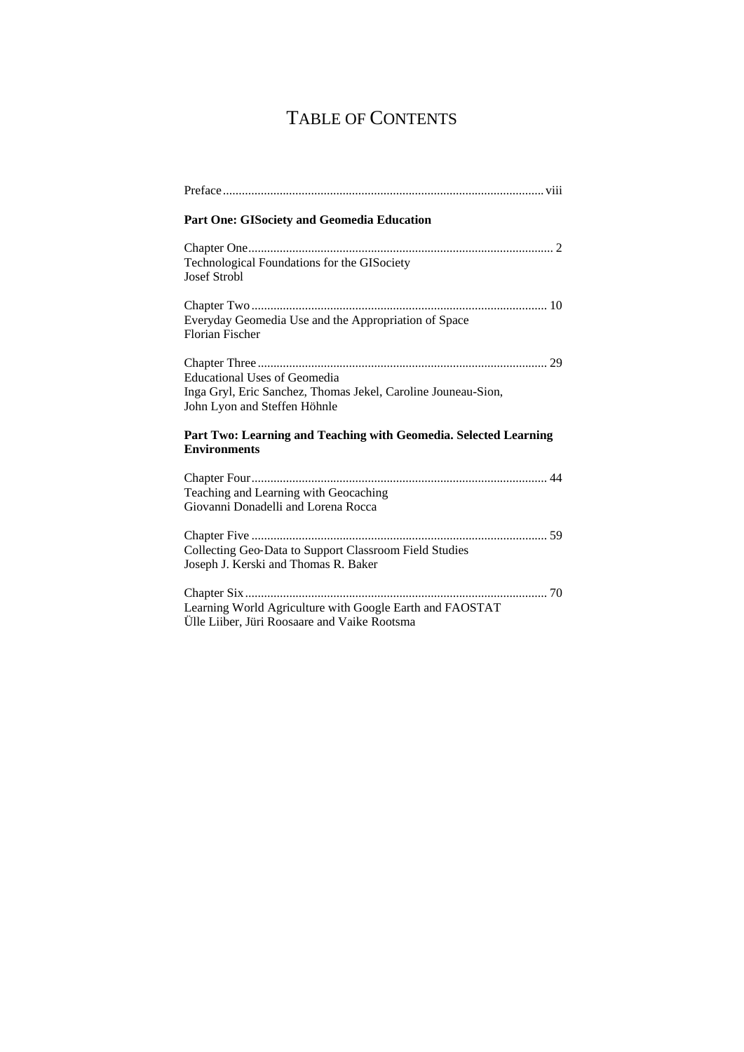# TABLE OF CONTENTS

Preface .................................................................................................... viii

**Part One: GISociety and Geomedia Education**

Chapter One ................................................................................................ 2
Technological Foundations for the GISociety
Josef Strobl

Chapter Two .............................................................................................. 10
Everyday Geomedia Use and the Appropriation of Space
Florian Fischer

Chapter Three ............................................................................................ 29
Educational Uses of Geomedia
Inga Gryl, Eric Sanchez, Thomas Jekel, Caroline Jouneau-Sion, John Lyon and Steffen Höhnle

**Part Two: Learning and Teaching with Geomedia. Selected Learning Environments**

Chapter Four .............................................................................................. 44
Teaching and Learning with Geocaching
Giovanni Donadelli and Lorena Rocca

Chapter Five .............................................................................................. 59
Collecting Geo-Data to Support Classroom Field Studies
Joseph J. Kerski and Thomas R. Baker

Chapter Six ................................................................................................ 70
Learning World Agriculture with Google Earth and FAOSTAT
Ülle Liiber, Jüri Roosaare and Vaike Rootsma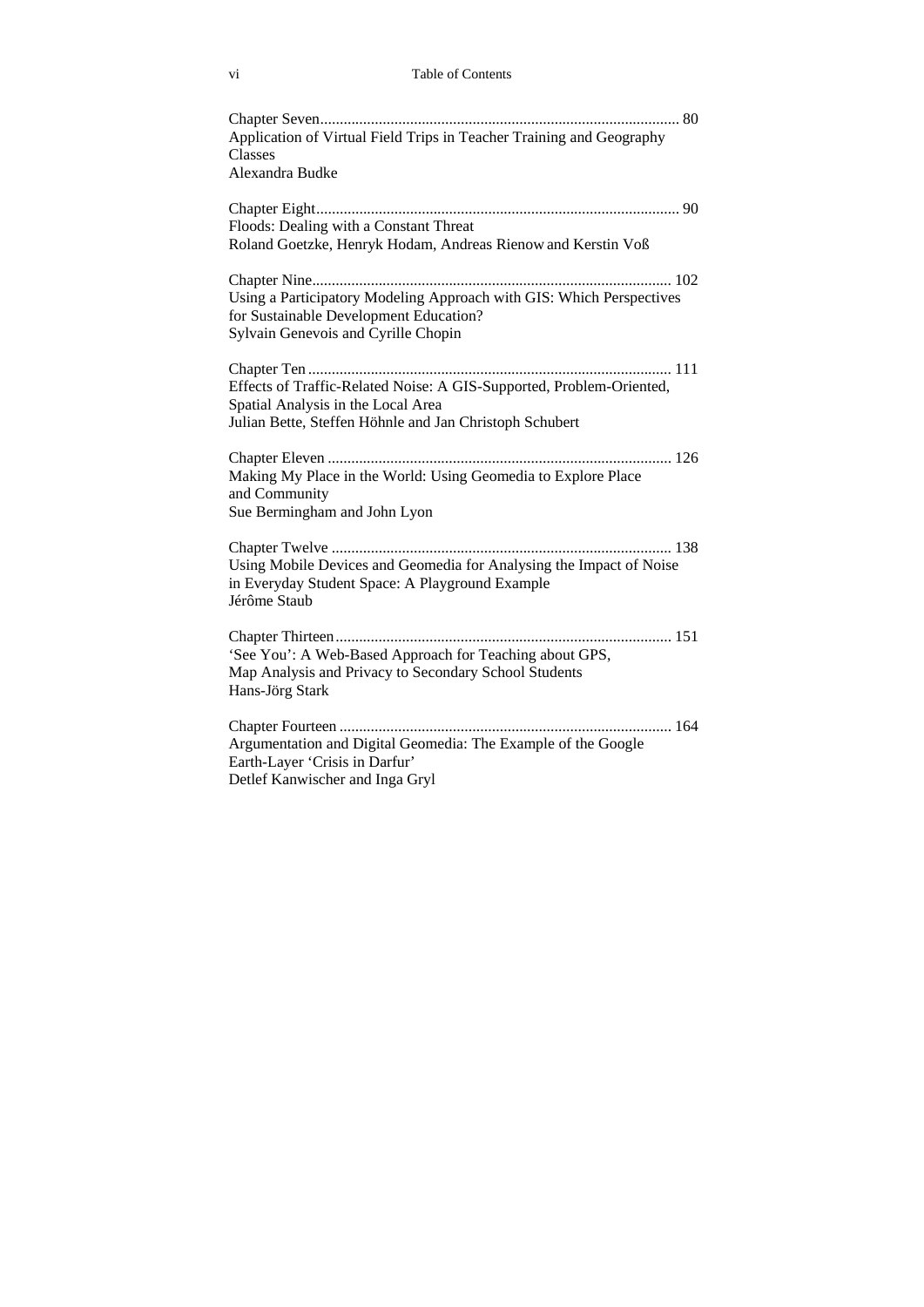Chapter Seven ........................................................................................... 80
Application of Virtual Field Trips in Teacher Training and Geography Classes
Alexandra Budke

Chapter Eight ............................................................................................ 90
Floods: Dealing with a Constant Threat
Roland Goetzke, Henryk Hodam, Andreas Rienow and Kerstin Voß

Chapter Nine ........................................................................................... 102
Using a Participatory Modeling Approach with GIS: Which Perspectives for Sustainable Development Education?
Sylvain Genevois and Cyrille Chopin

Chapter Ten ............................................................................................ 111
Effects of Traffic-Related Noise: A GIS-Supported, Problem-Oriented, Spatial Analysis in the Local Area
Julian Bette, Steffen Höhnle and Jan Christoph Schubert

Chapter Eleven ....................................................................................... 126
Making My Place in the World: Using Geomedia to Explore Place and Community
Sue Bermingham and John Lyon

Chapter Twelve ...................................................................................... 138
Using Mobile Devices and Geomedia for Analysing the Impact of Noise in Everyday Student Space: A Playground Example
Jérôme Staub

Chapter Thirteen ..................................................................................... 151
'See You': A Web-Based Approach for Teaching about GPS, Map Analysis and Privacy to Secondary School Students
Hans-Jörg Stark

Chapter Fourteen .................................................................................... 164
Argumentation and Digital Geomedia: The Example of the Google Earth-Layer 'Crisis in Darfur'
Detlef Kanwischer and Inga Gryl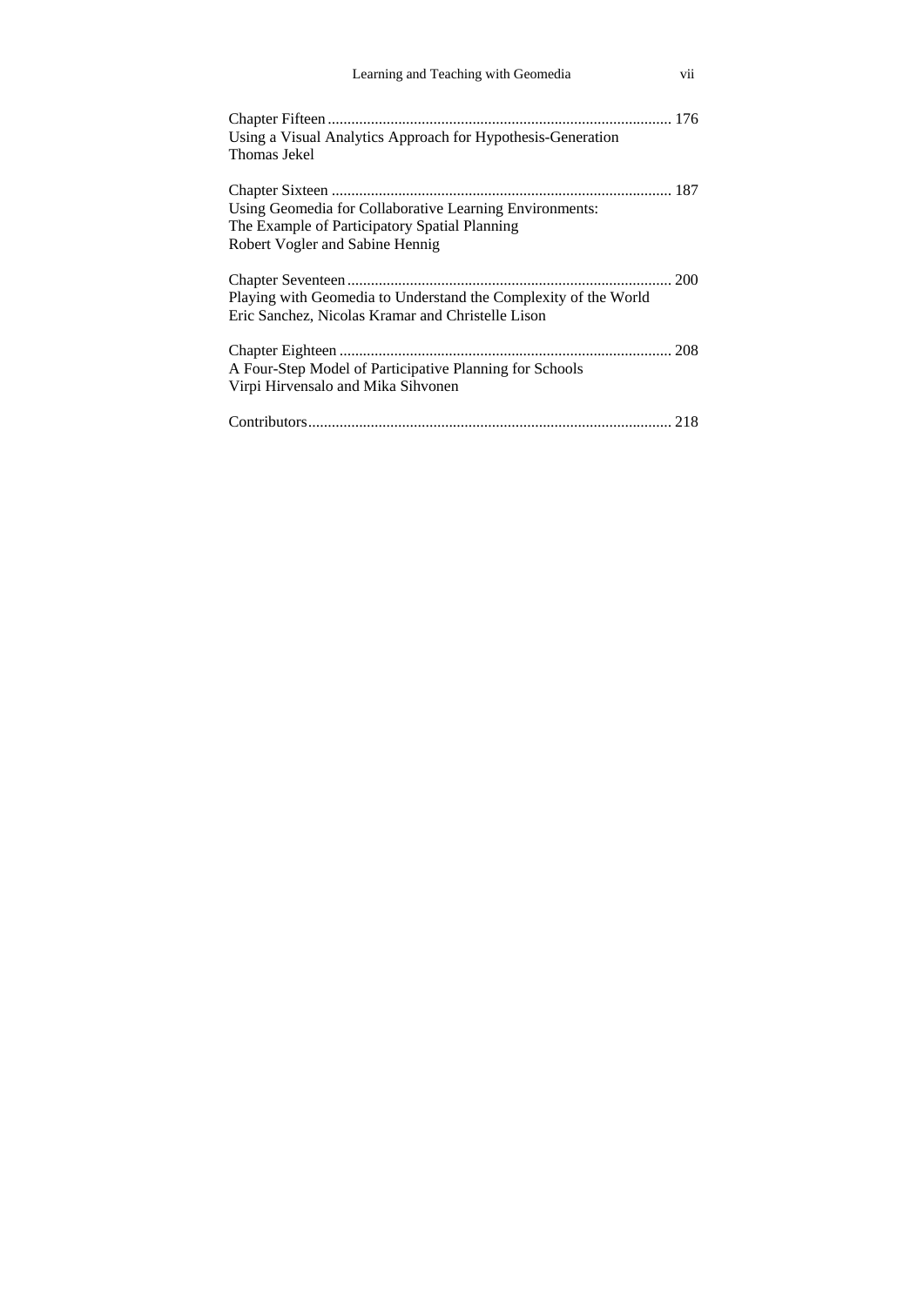Chapter Fifteen ........................................................................................ 176
Using a Visual Analytics Approach for Hypothesis-Generation
Thomas Jekel

Chapter Sixteen ........................................................................................ 187
Using Geomedia for Collaborative Learning Environments:
The Example of Participatory Spatial Planning
Robert Vogler and Sabine Hennig

Chapter Seventeen .................................................................................... 200
Playing with Geomedia to Understand the Complexity of the World
Eric Sanchez, Nicolas Kramar and Christelle Lison

Chapter Eighteen ...................................................................................... 208
A Four-Step Model of Participative Planning for Schools
Virpi Hirvensalo and Mika Sihvonen

Contributors.............................................................................................. 218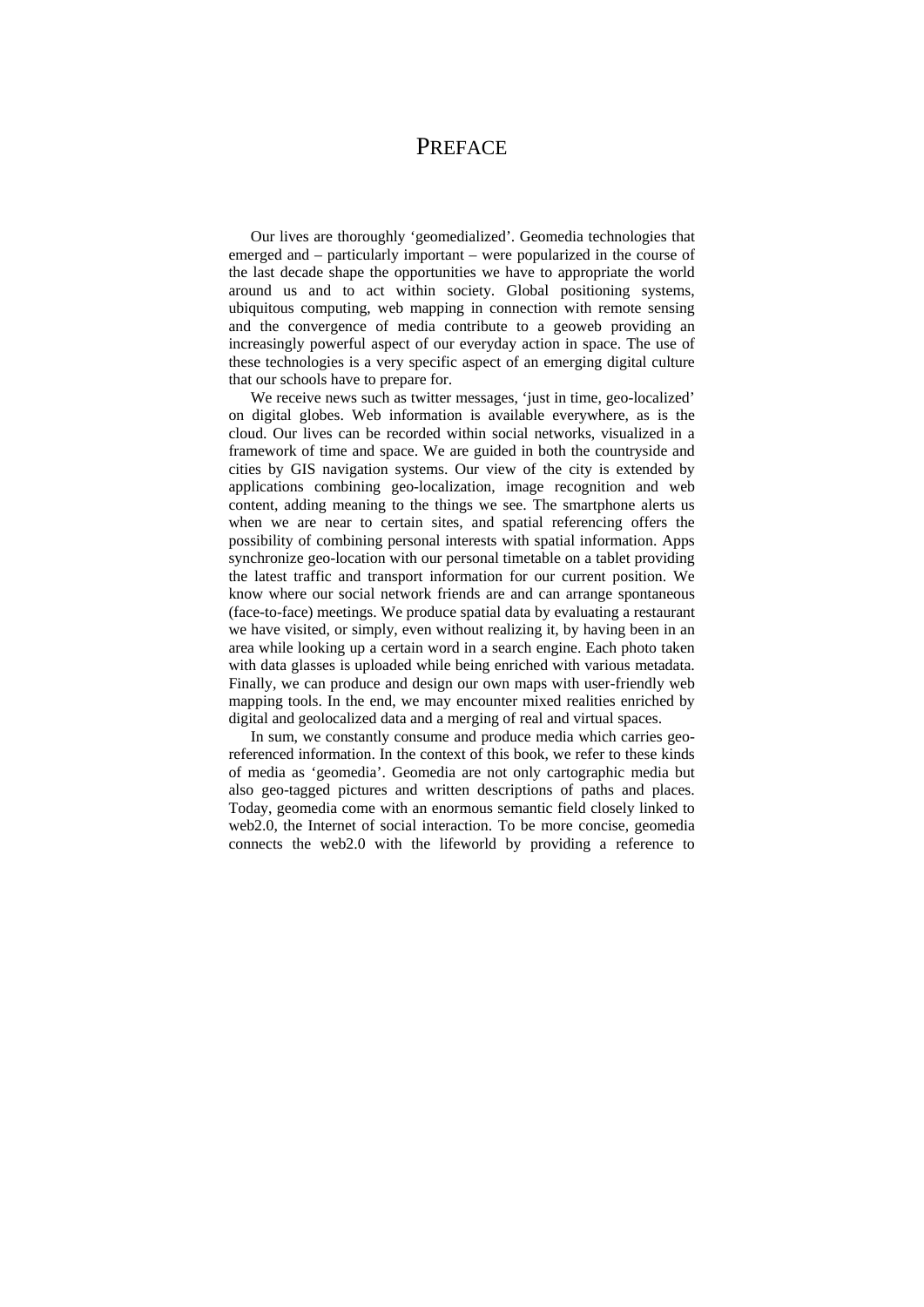# PREFACE

Our lives are thoroughly 'geomedialized'. Geomedia technologies that emerged and – particularly important – were popularized in the course of the last decade shape the opportunities we have to appropriate the world around us and to act within society. Global positioning systems, ubiquitous computing, web mapping in connection with remote sensing and the convergence of media contribute to a geoweb providing an increasingly powerful aspect of our everyday action in space. The use of these technologies is a very specific aspect of an emerging digital culture that our schools have to prepare for.

We receive news such as twitter messages, 'just in time, geo-localized' on digital globes. Web information is available everywhere, as is the cloud. Our lives can be recorded within social networks, visualized in a framework of time and space. We are guided in both the countryside and cities by GIS navigation systems. Our view of the city is extended by applications combining geo-localization, image recognition and web content, adding meaning to the things we see. The smartphone alerts us when we are near to certain sites, and spatial referencing offers the possibility of combining personal interests with spatial information. Apps synchronize geo-location with our personal timetable on a tablet providing the latest traffic and transport information for our current position. We know where our social network friends are and can arrange spontaneous (face-to-face) meetings. We produce spatial data by evaluating a restaurant we have visited, or simply, even without realizing it, by having been in an area while looking up a certain word in a search engine. Each photo taken with data glasses is uploaded while being enriched with various metadata. Finally, we can produce and design our own maps with user-friendly web mapping tools. In the end, we may encounter mixed realities enriched by digital and geolocalized data and a merging of real and virtual spaces.

In sum, we constantly consume and produce media which carries geo-referenced information. In the context of this book, we refer to these kinds of media as 'geomedia'. Geomedia are not only cartographic media but also geo-tagged pictures and written descriptions of paths and places. Today, geomedia come with an enormous semantic field closely linked to web2.0, the Internet of social interaction. To be more concise, geomedia connects the web2.0 with the lifeworld by providing a reference to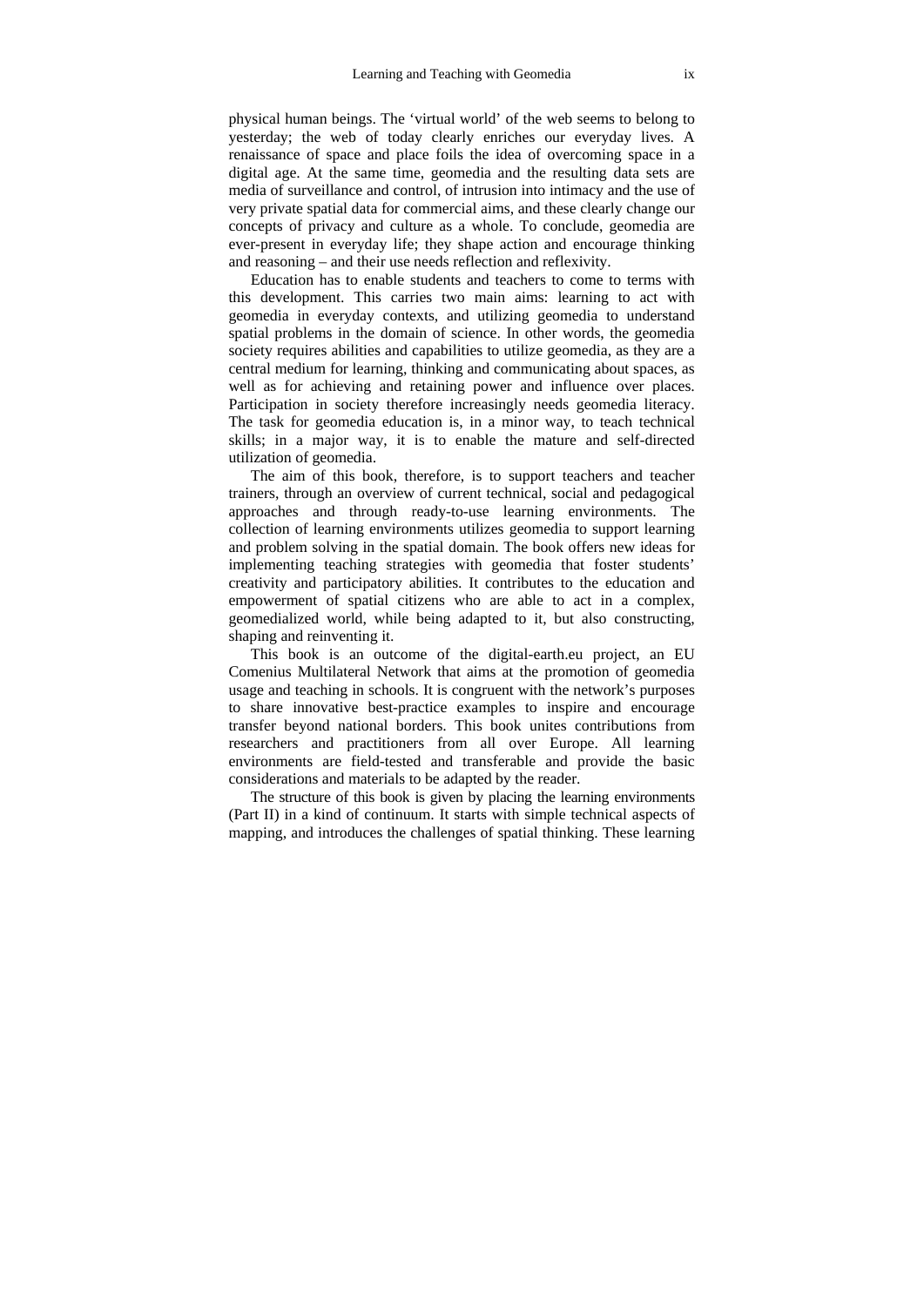physical human beings. The 'virtual world' of the web seems to belong to yesterday; the web of today clearly enriches our everyday lives. A renaissance of space and place foils the idea of overcoming space in a digital age. At the same time, geomedia and the resulting data sets are media of surveillance and control, of intrusion into intimacy and the use of very private spatial data for commercial aims, and these clearly change our concepts of privacy and culture as a whole. To conclude, geomedia are ever-present in everyday life; they shape action and encourage thinking and reasoning – and their use needs reflection and reflexivity.

Education has to enable students and teachers to come to terms with this development. This carries two main aims: learning to act with geomedia in everyday contexts, and utilizing geomedia to understand spatial problems in the domain of science. In other words, the geomedia society requires abilities and capabilities to utilize geomedia, as they are a central medium for learning, thinking and communicating about spaces, as well as for achieving and retaining power and influence over places. Participation in society therefore increasingly needs geomedia literacy. The task for geomedia education is, in a minor way, to teach technical skills; in a major way, it is to enable the mature and self-directed utilization of geomedia.

The aim of this book, therefore, is to support teachers and teacher trainers, through an overview of current technical, social and pedagogical approaches and through ready-to-use learning environments. The collection of learning environments utilizes geomedia to support learning and problem solving in the spatial domain. The book offers new ideas for implementing teaching strategies with geomedia that foster students' creativity and participatory abilities. It contributes to the education and empowerment of spatial citizens who are able to act in a complex, geomedialized world, while being adapted to it, but also constructing, shaping and reinventing it.

This book is an outcome of the digital-earth.eu project, an EU Comenius Multilateral Network that aims at the promotion of geomedia usage and teaching in schools. It is congruent with the network's purposes to share innovative best-practice examples to inspire and encourage transfer beyond national borders. This book unites contributions from researchers and practitioners from all over Europe. All learning environments are field-tested and transferable and provide the basic considerations and materials to be adapted by the reader.

The structure of this book is given by placing the learning environments (Part II) in a kind of continuum. It starts with simple technical aspects of mapping, and introduces the challenges of spatial thinking. These learning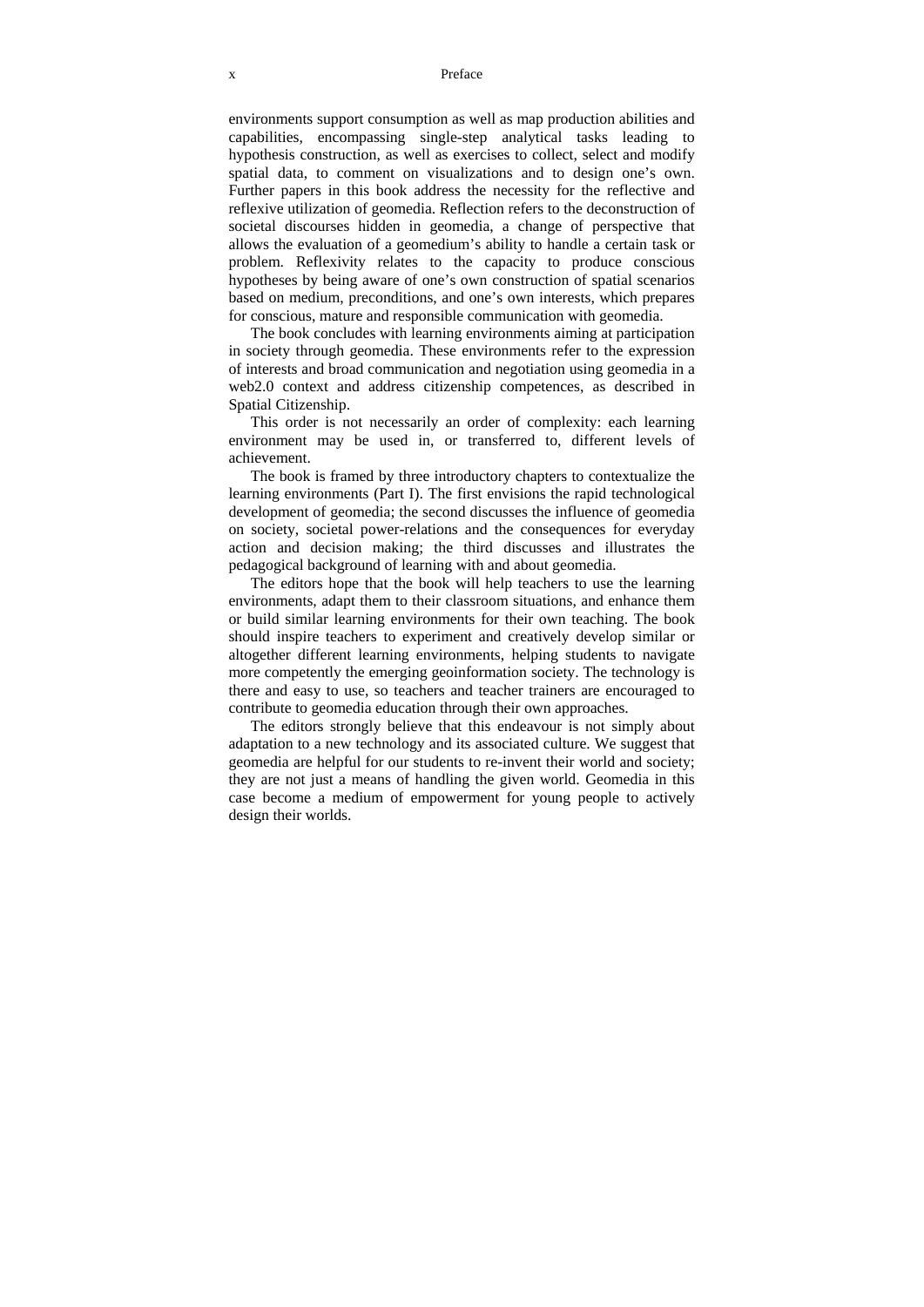environments support consumption as well as map production abilities and capabilities, encompassing single-step analytical tasks leading to hypothesis construction, as well as exercises to collect, select and modify spatial data, to comment on visualizations and to design one's own. Further papers in this book address the necessity for the reflective and reflexive utilization of geomedia. Reflection refers to the deconstruction of societal discourses hidden in geomedia, a change of perspective that allows the evaluation of a geomedium's ability to handle a certain task or problem. Reflexivity relates to the capacity to produce conscious hypotheses by being aware of one's own construction of spatial scenarios based on medium, preconditions, and one's own interests, which prepares for conscious, mature and responsible communication with geomedia.

The book concludes with learning environments aiming at participation in society through geomedia. These environments refer to the expression of interests and broad communication and negotiation using geomedia in a web2.0 context and address citizenship competences, as described in Spatial Citizenship.

This order is not necessarily an order of complexity: each learning environment may be used in, or transferred to, different levels of achievement.

The book is framed by three introductory chapters to contextualize the learning environments (Part I). The first envisions the rapid technological development of geomedia; the second discusses the influence of geomedia on society, societal power-relations and the consequences for everyday action and decision making; the third discusses and illustrates the pedagogical background of learning with and about geomedia.

The editors hope that the book will help teachers to use the learning environments, adapt them to their classroom situations, and enhance them or build similar learning environments for their own teaching. The book should inspire teachers to experiment and creatively develop similar or altogether different learning environments, helping students to navigate more competently the emerging geoinformation society. The technology is there and easy to use, so teachers and teacher trainers are encouraged to contribute to geomedia education through their own approaches.

The editors strongly believe that this endeavour is not simply about adaptation to a new technology and its associated culture. We suggest that geomedia are helpful for our students to re-invent their world and society; they are not just a means of handling the given world. Geomedia in this case become a medium of empowerment for young people to actively design their worlds.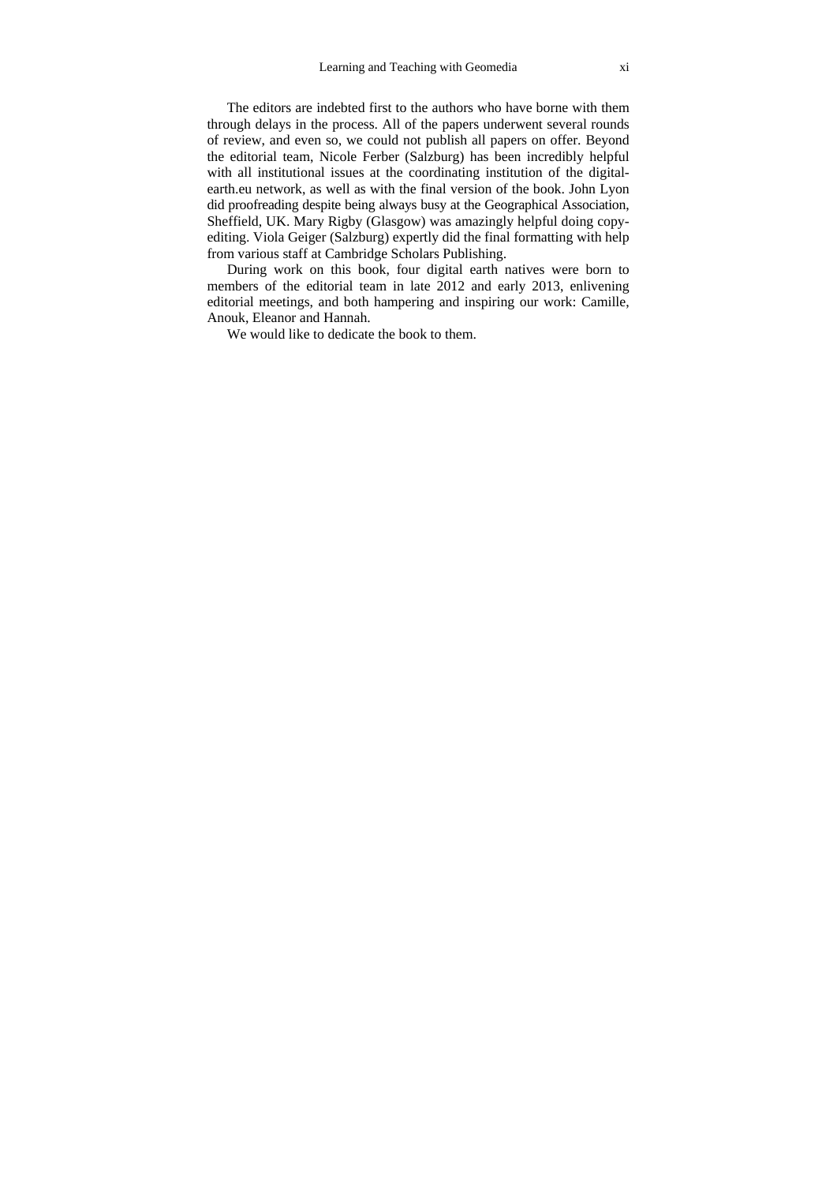The editors are indebted first to the authors who have borne with them through delays in the process. All of the papers underwent several rounds of review, and even so, we could not publish all papers on offer. Beyond the editorial team, Nicole Ferber (Salzburg) has been incredibly helpful with all institutional issues at the coordinating institution of the digital-earth.eu network, as well as with the final version of the book. John Lyon did proofreading despite being always busy at the Geographical Association, Sheffield, UK. Mary Rigby (Glasgow) was amazingly helpful doing copy-editing. Viola Geiger (Salzburg) expertly did the final formatting with help from various staff at Cambridge Scholars Publishing.

During work on this book, four digital earth natives were born to members of the editorial team in late 2012 and early 2013, enlivening editorial meetings, and both hampering and inspiring our work: Camille, Anouk, Eleanor and Hannah.

We would like to dedicate the book to them.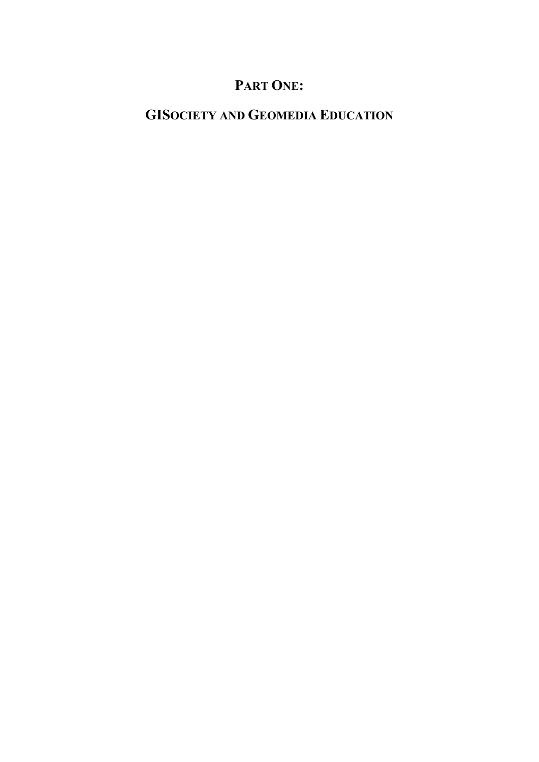# Part One:

# GISociety and Geomedia Education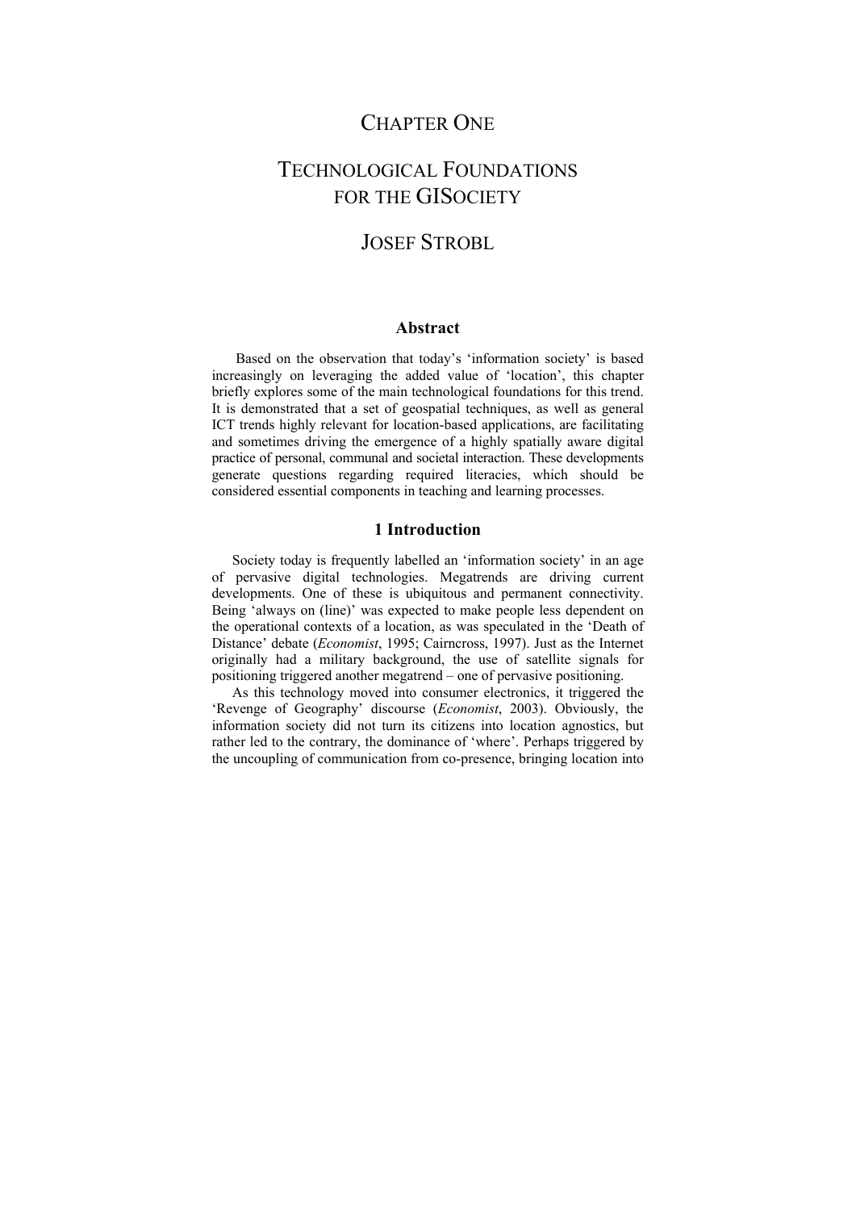# CHAPTER ONE

# TECHNOLOGICAL FOUNDATIONS FOR THE GISOCIETY

## JOSEF STROBL

### Abstract

Based on the observation that today's 'information society' is based increasingly on leveraging the added value of 'location', this chapter briefly explores some of the main technological foundations for this trend. It is demonstrated that a set of geospatial techniques, as well as general ICT trends highly relevant for location-based applications, are facilitating and sometimes driving the emergence of a highly spatially aware digital practice of personal, communal and societal interaction. These developments generate questions regarding required literacies, which should be considered essential components in teaching and learning processes.

### 1 Introduction

Society today is frequently labelled an 'information society' in an age of pervasive digital technologies. Megatrends are driving current developments. One of these is ubiquitous and permanent connectivity. Being 'always on (line)' was expected to make people less dependent on the operational contexts of a location, as was speculated in the 'Death of Distance' debate (*Economist*, 1995; Cairncross, 1997). Just as the Internet originally had a military background, the use of satellite signals for positioning triggered another megatrend – one of pervasive positioning.

As this technology moved into consumer electronics, it triggered the 'Revenge of Geography' discourse (*Economist*, 2003). Obviously, the information society did not turn its citizens into location agnostics, but rather led to the contrary, the dominance of 'where'. Perhaps triggered by the uncoupling of communication from co-presence, bringing location into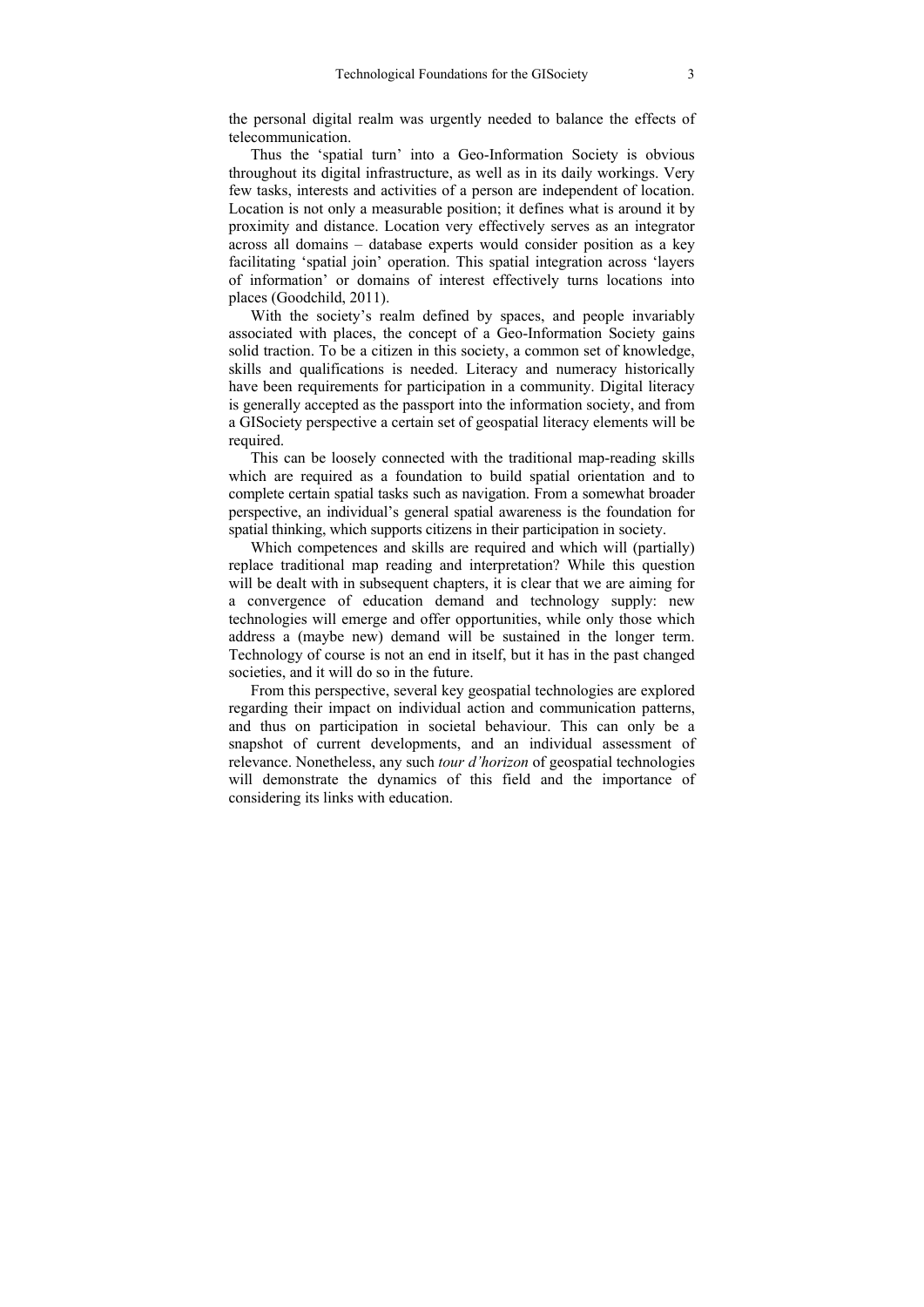the personal digital realm was urgently needed to balance the effects of telecommunication.

Thus the 'spatial turn' into a Geo-Information Society is obvious throughout its digital infrastructure, as well as in its daily workings. Very few tasks, interests and activities of a person are independent of location. Location is not only a measurable position; it defines what is around it by proximity and distance. Location very effectively serves as an integrator across all domains – database experts would consider position as a key facilitating 'spatial join' operation. This spatial integration across 'layers of information' or domains of interest effectively turns locations into places (Goodchild, 2011).

With the society's realm defined by spaces, and people invariably associated with places, the concept of a Geo-Information Society gains solid traction. To be a citizen in this society, a common set of knowledge, skills and qualifications is needed. Literacy and numeracy historically have been requirements for participation in a community. Digital literacy is generally accepted as the passport into the information society, and from a GISociety perspective a certain set of geospatial literacy elements will be required.

This can be loosely connected with the traditional map-reading skills which are required as a foundation to build spatial orientation and to complete certain spatial tasks such as navigation. From a somewhat broader perspective, an individual's general spatial awareness is the foundation for spatial thinking, which supports citizens in their participation in society.

Which competences and skills are required and which will (partially) replace traditional map reading and interpretation? While this question will be dealt with in subsequent chapters, it is clear that we are aiming for a convergence of education demand and technology supply: new technologies will emerge and offer opportunities, while only those which address a (maybe new) demand will be sustained in the longer term. Technology of course is not an end in itself, but it has in the past changed societies, and it will do so in the future.

From this perspective, several key geospatial technologies are explored regarding their impact on individual action and communication patterns, and thus on participation in societal behaviour. This can only be a snapshot of current developments, and an individual assessment of relevance. Nonetheless, any such *tour d'horizon* of geospatial technologies will demonstrate the dynamics of this field and the importance of considering its links with education.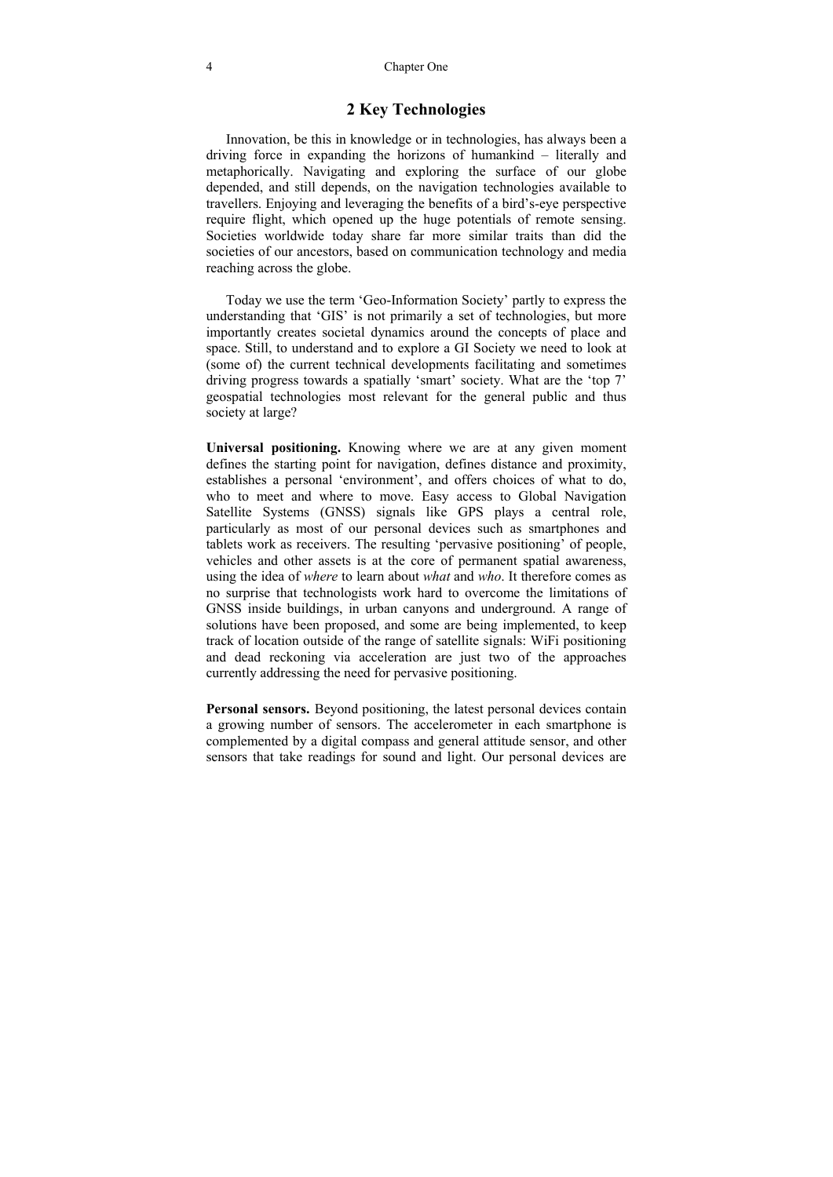## 2 Key Technologies

Innovation, be this in knowledge or in technologies, has always been a driving force in expanding the horizons of humankind – literally and metaphorically. Navigating and exploring the surface of our globe depended, and still depends, on the navigation technologies available to travellers. Enjoying and leveraging the benefits of a bird's-eye perspective require flight, which opened up the huge potentials of remote sensing. Societies worldwide today share far more similar traits than did the societies of our ancestors, based on communication technology and media reaching across the globe.

Today we use the term 'Geo-Information Society' partly to express the understanding that 'GIS' is not primarily a set of technologies, but more importantly creates societal dynamics around the concepts of place and space. Still, to understand and to explore a GI Society we need to look at (some of) the current technical developments facilitating and sometimes driving progress towards a spatially 'smart' society. What are the 'top 7' geospatial technologies most relevant for the general public and thus society at large?

**Universal positioning.** Knowing where we are at any given moment defines the starting point for navigation, defines distance and proximity, establishes a personal 'environment', and offers choices of what to do, who to meet and where to move. Easy access to Global Navigation Satellite Systems (GNSS) signals like GPS plays a central role, particularly as most of our personal devices such as smartphones and tablets work as receivers. The resulting 'pervasive positioning' of people, vehicles and other assets is at the core of permanent spatial awareness, using the idea of *where* to learn about *what* and *who*. It therefore comes as no surprise that technologists work hard to overcome the limitations of GNSS inside buildings, in urban canyons and underground. A range of solutions have been proposed, and some are being implemented, to keep track of location outside of the range of satellite signals: WiFi positioning and dead reckoning via acceleration are just two of the approaches currently addressing the need for pervasive positioning.

**Personal sensors.** Beyond positioning, the latest personal devices contain a growing number of sensors. The accelerometer in each smartphone is complemented by a digital compass and general attitude sensor, and other sensors that take readings for sound and light. Our personal devices are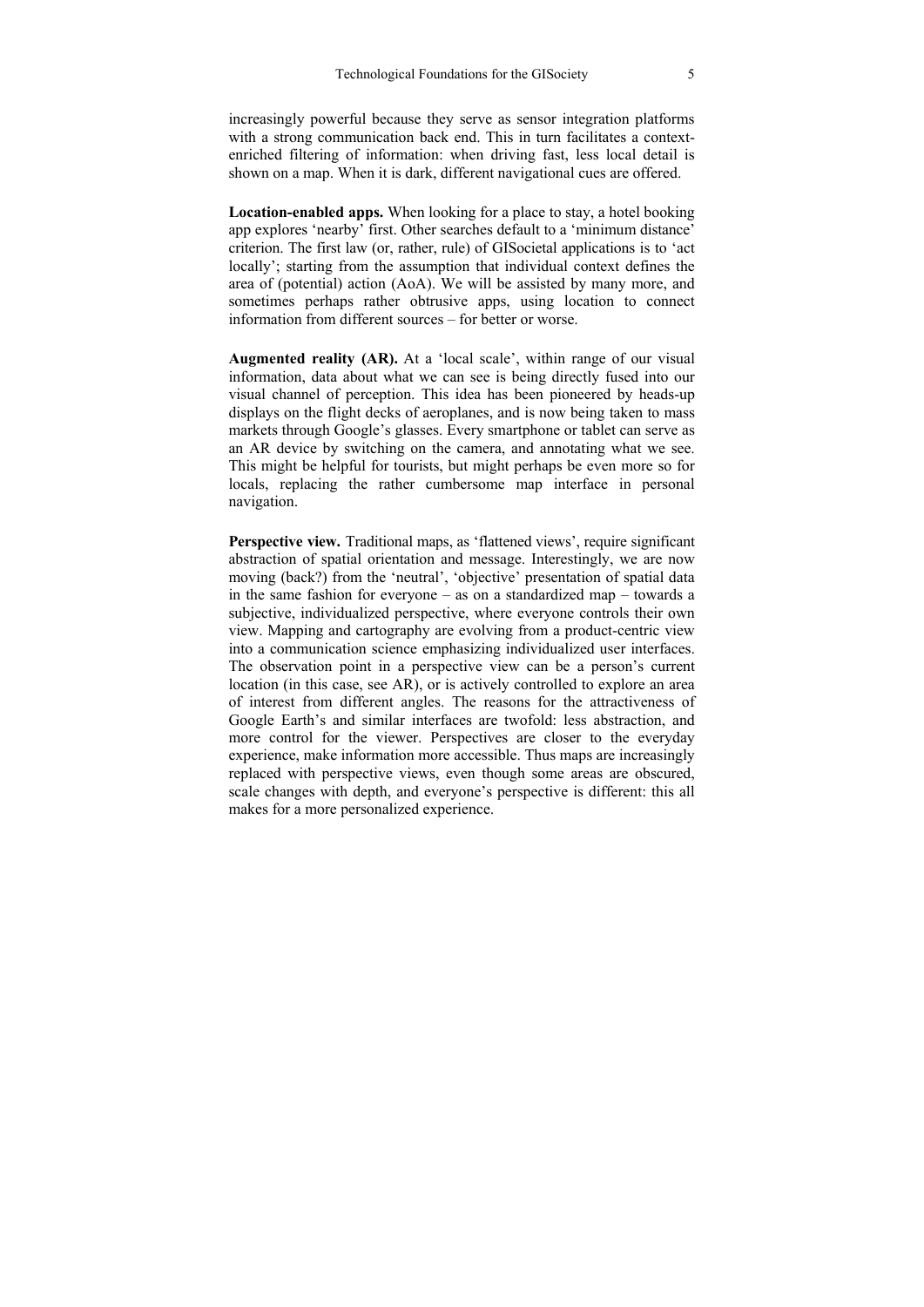increasingly powerful because they serve as sensor integration platforms with a strong communication back end. This in turn facilitates a context-enriched filtering of information: when driving fast, less local detail is shown on a map. When it is dark, different navigational cues are offered.

**Location-enabled apps.** When looking for a place to stay, a hotel booking app explores 'nearby' first. Other searches default to a 'minimum distance' criterion. The first law (or, rather, rule) of GISocietal applications is to 'act locally'; starting from the assumption that individual context defines the area of (potential) action (AoA). We will be assisted by many more, and sometimes perhaps rather obtrusive apps, using location to connect information from different sources – for better or worse.

**Augmented reality (AR).** At a 'local scale', within range of our visual information, data about what we can see is being directly fused into our visual channel of perception. This idea has been pioneered by heads-up displays on the flight decks of aeroplanes, and is now being taken to mass markets through Google's glasses. Every smartphone or tablet can serve as an AR device by switching on the camera, and annotating what we see. This might be helpful for tourists, but might perhaps be even more so for locals, replacing the rather cumbersome map interface in personal navigation.

**Perspective view.** Traditional maps, as 'flattened views', require significant abstraction of spatial orientation and message. Interestingly, we are now moving (back?) from the 'neutral', 'objective' presentation of spatial data in the same fashion for everyone – as on a standardized map – towards a subjective, individualized perspective, where everyone controls their own view. Mapping and cartography are evolving from a product-centric view into a communication science emphasizing individualized user interfaces. The observation point in a perspective view can be a person's current location (in this case, see AR), or is actively controlled to explore an area of interest from different angles. The reasons for the attractiveness of Google Earth's and similar interfaces are twofold: less abstraction, and more control for the viewer. Perspectives are closer to the everyday experience, make information more accessible. Thus maps are increasingly replaced with perspective views, even though some areas are obscured, scale changes with depth, and everyone's perspective is different: this all makes for a more personalized experience.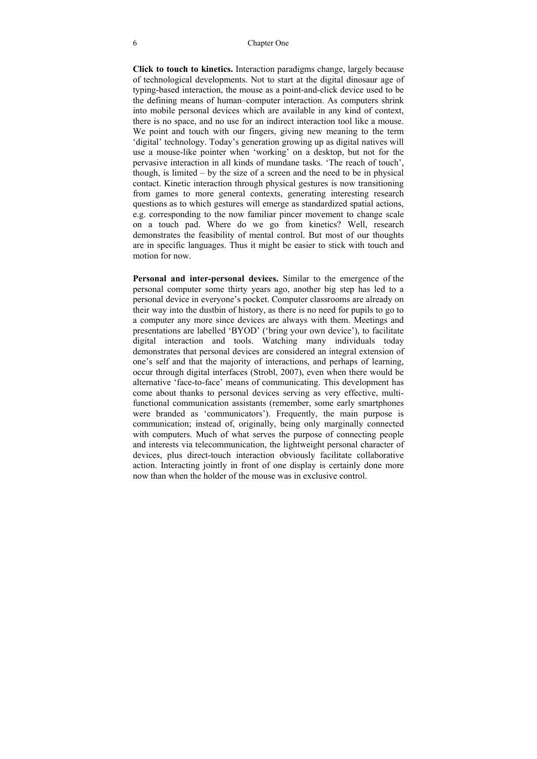**Click to touch to kinetics.** Interaction paradigms change, largely because of technological developments. Not to start at the digital dinosaur age of typing-based interaction, the mouse as a point-and-click device used to be the defining means of human–computer interaction. As computers shrink into mobile personal devices which are available in any kind of context, there is no space, and no use for an indirect interaction tool like a mouse. We point and touch with our fingers, giving new meaning to the term 'digital' technology. Today's generation growing up as digital natives will use a mouse-like pointer when 'working' on a desktop, but not for the pervasive interaction in all kinds of mundane tasks. 'The reach of touch', though, is limited – by the size of a screen and the need to be in physical contact. Kinetic interaction through physical gestures is now transitioning from games to more general contexts, generating interesting research questions as to which gestures will emerge as standardized spatial actions, e.g. corresponding to the now familiar pincer movement to change scale on a touch pad. Where do we go from kinetics? Well, research demonstrates the feasibility of mental control. But most of our thoughts are in specific languages. Thus it might be easier to stick with touch and motion for now.

**Personal and inter-personal devices.** Similar to the emergence of the personal computer some thirty years ago, another big step has led to a personal device in everyone's pocket. Computer classrooms are already on their way into the dustbin of history, as there is no need for pupils to go to a computer any more since devices are always with them. Meetings and presentations are labelled 'BYOD' ('bring your own device'), to facilitate digital interaction and tools. Watching many individuals today demonstrates that personal devices are considered an integral extension of one's self and that the majority of interactions, and perhaps of learning, occur through digital interfaces (Strobl, 2007), even when there would be alternative 'face-to-face' means of communicating. This development has come about thanks to personal devices serving as very effective, multi-functional communication assistants (remember, some early smartphones were branded as 'communicators'). Frequently, the main purpose is communication; instead of, originally, being only marginally connected with computers. Much of what serves the purpose of connecting people and interests via telecommunication, the lightweight personal character of devices, plus direct-touch interaction obviously facilitate collaborative action. Interacting jointly in front of one display is certainly done more now than when the holder of the mouse was in exclusive control.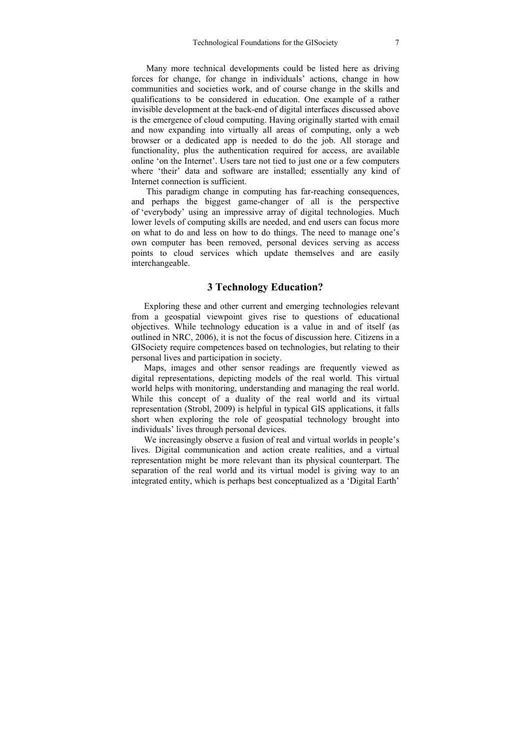Many more technical developments could be listed here as driving forces for change, for change in individuals' actions, change in how communities and societies work, and of course change in the skills and qualifications to be considered in education. One example of a rather invisible development at the back-end of digital interfaces discussed above is the emergence of cloud computing. Having originally started with email and now expanding into virtually all areas of computing, only a web browser or a dedicated app is needed to do the job. All storage and functionality, plus the authentication required for access, are available online 'on the Internet'. Users tare not tied to just one or a few computers where 'their' data and software are installed; essentially any kind of Internet connection is sufficient.

This paradigm change in computing has far-reaching consequences, and perhaps the biggest game-changer of all is the perspective of 'everybody' using an impressive array of digital technologies. Much lower levels of computing skills are needed, and end users can focus more on what to do and less on how to do things. The need to manage one's own computer has been removed, personal devices serving as access points to cloud services which update themselves and are easily interchangeable.

## 3 Technology Education?

Exploring these and other current and emerging technologies relevant from a geospatial viewpoint gives rise to questions of educational objectives. While technology education is a value in and of itself (as outlined in NRC, 2006), it is not the focus of discussion here. Citizens in a GISociety require competences based on technologies, but relating to their personal lives and participation in society.

Maps, images and other sensor readings are frequently viewed as digital representations, depicting models of the real world. This virtual world helps with monitoring, understanding and managing the real world. While this concept of a duality of the real world and its virtual representation (Strobl, 2009) is helpful in typical GIS applications, it falls short when exploring the role of geospatial technology brought into individuals' lives through personal devices.

We increasingly observe a fusion of real and virtual worlds in people's lives. Digital communication and action create realities, and a virtual representation might be more relevant than its physical counterpart. The separation of the real world and its virtual model is giving way to an integrated entity, which is perhaps best conceptualized as a 'Digital Earth'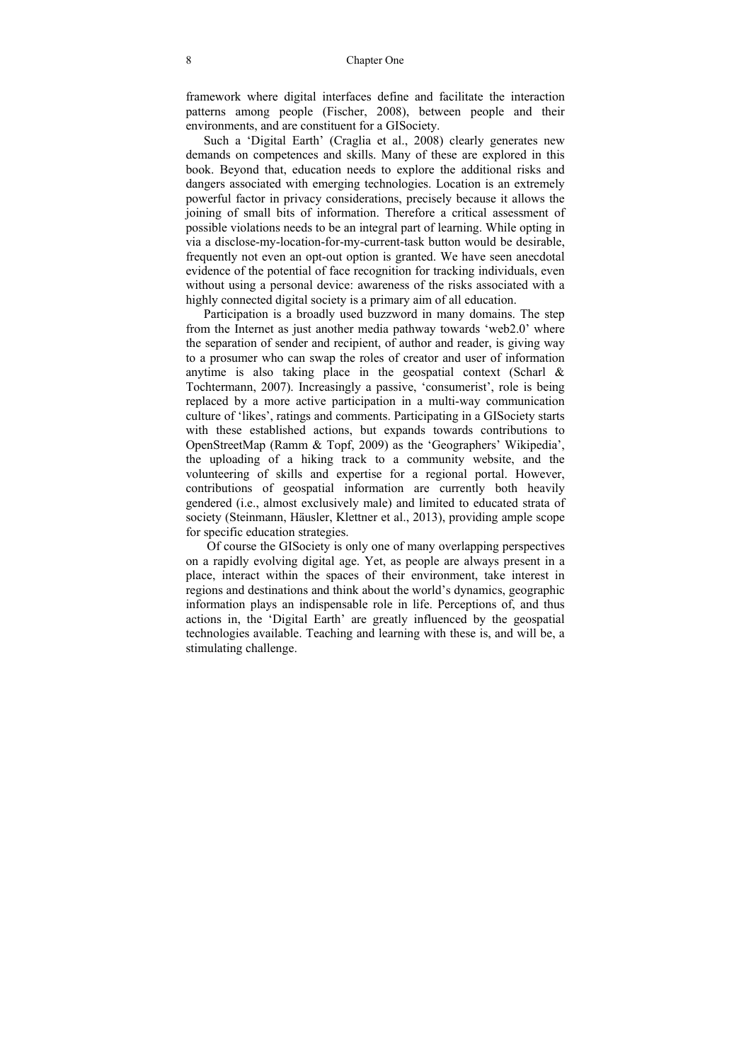framework where digital interfaces define and facilitate the interaction patterns among people (Fischer, 2008), between people and their environments, and are constituent for a GISociety.

Such a 'Digital Earth' (Craglia et al., 2008) clearly generates new demands on competences and skills. Many of these are explored in this book. Beyond that, education needs to explore the additional risks and dangers associated with emerging technologies. Location is an extremely powerful factor in privacy considerations, precisely because it allows the joining of small bits of information. Therefore a critical assessment of possible violations needs to be an integral part of learning. While opting in via a disclose-my-location-for-my-current-task button would be desirable, frequently not even an opt-out option is granted. We have seen anecdotal evidence of the potential of face recognition for tracking individuals, even without using a personal device: awareness of the risks associated with a highly connected digital society is a primary aim of all education.

Participation is a broadly used buzzword in many domains. The step from the Internet as just another media pathway towards 'web2.0' where the separation of sender and recipient, of author and reader, is giving way to a prosumer who can swap the roles of creator and user of information anytime is also taking place in the geospatial context (Scharl & Tochtermann, 2007). Increasingly a passive, 'consumerist', role is being replaced by a more active participation in a multi-way communication culture of 'likes', ratings and comments. Participating in a GISociety starts with these established actions, but expands towards contributions to OpenStreetMap (Ramm & Topf, 2009) as the 'Geographers' Wikipedia', the uploading of a hiking track to a community website, and the volunteering of skills and expertise for a regional portal. However, contributions of geospatial information are currently both heavily gendered (i.e., almost exclusively male) and limited to educated strata of society (Steinmann, Häusler, Klettner et al., 2013), providing ample scope for specific education strategies.

Of course the GISociety is only one of many overlapping perspectives on a rapidly evolving digital age. Yet, as people are always present in a place, interact within the spaces of their environment, take interest in regions and destinations and think about the world's dynamics, geographic information plays an indispensable role in life. Perceptions of, and thus actions in, the 'Digital Earth' are greatly influenced by the geospatial technologies available. Teaching and learning with these is, and will be, a stimulating challenge.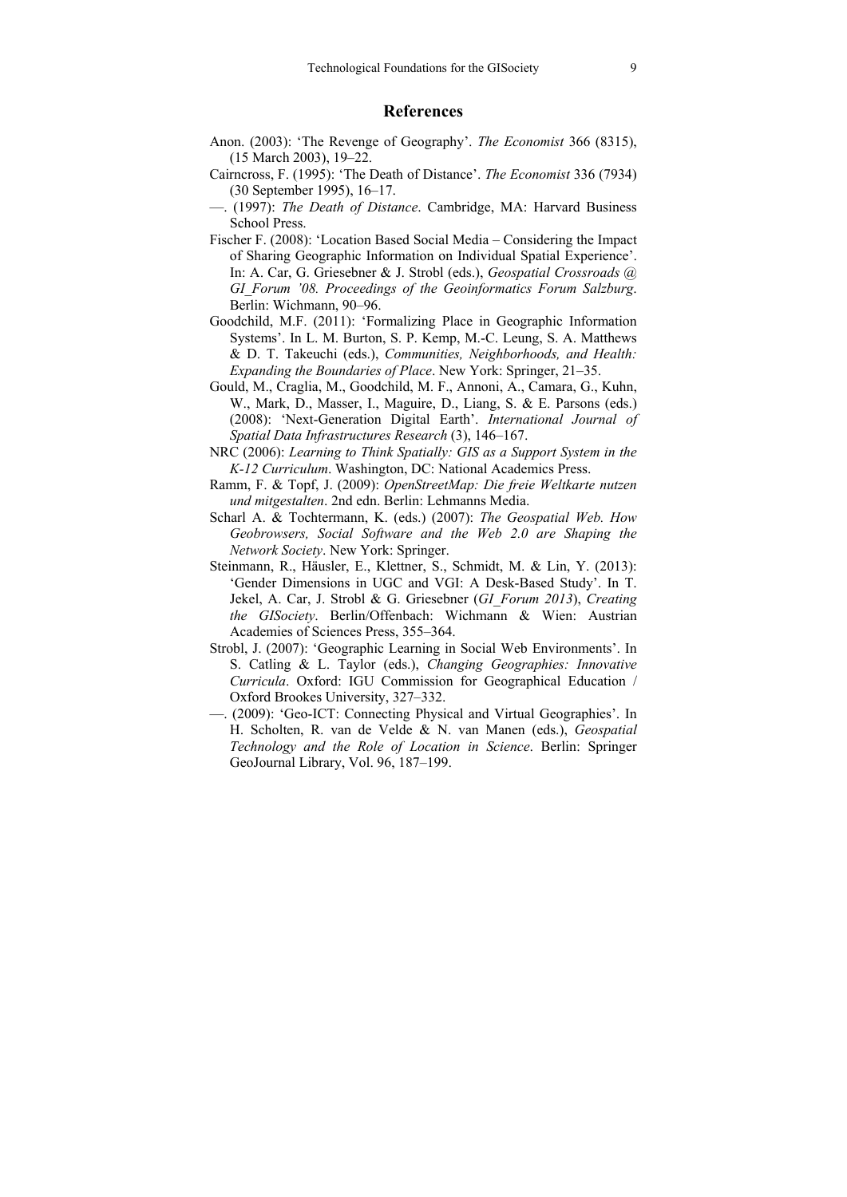## References

Anon. (2003): 'The Revenge of Geography'. *The Economist* 366 (8315), (15 March 2003), 19–22.

Cairncross, F. (1995): 'The Death of Distance'. *The Economist* 336 (7934) (30 September 1995), 16–17.

—. (1997): *The Death of Distance*. Cambridge, MA: Harvard Business School Press.

Fischer F. (2008): 'Location Based Social Media – Considering the Impact of Sharing Geographic Information on Individual Spatial Experience'. In: A. Car, G. Griesebner & J. Strobl (eds.), *Geospatial Crossroads @ GI_Forum '08. Proceedings of the Geoinformatics Forum Salzburg*. Berlin: Wichmann, 90–96.

Goodchild, M.F. (2011): 'Formalizing Place in Geographic Information Systems'. In L. M. Burton, S. P. Kemp, M.-C. Leung, S. A. Matthews & D. T. Takeuchi (eds.), *Communities, Neighborhoods, and Health: Expanding the Boundaries of Place*. New York: Springer, 21–35.

Gould, M., Craglia, M., Goodchild, M. F., Annoni, A., Camara, G., Kuhn, W., Mark, D., Masser, I., Maguire, D., Liang, S. & E. Parsons (eds.) (2008): 'Next-Generation Digital Earth'. *International Journal of Spatial Data Infrastructures Research* (3), 146–167.

NRC (2006): *Learning to Think Spatially: GIS as a Support System in the K-12 Curriculum*. Washington, DC: National Academics Press.

Ramm, F. & Topf, J. (2009): *OpenStreetMap: Die freie Weltkarte nutzen und mitgestalten*. 2nd edn. Berlin: Lehmanns Media.

Scharl A. & Tochtermann, K. (eds.) (2007): *The Geospatial Web. How Geobrowsers, Social Software and the Web 2.0 are Shaping the Network Society*. New York: Springer.

Steinmann, R., Häusler, E., Klettner, S., Schmidt, M. & Lin, Y. (2013): 'Gender Dimensions in UGC and VGI: A Desk-Based Study'. In T. Jekel, A. Car, J. Strobl & G. Griesebner (*GI_Forum 2013*), *Creating the GISociety*. Berlin/Offenbach: Wichmann & Wien: Austrian Academies of Sciences Press, 355–364.

Strobl, J. (2007): 'Geographic Learning in Social Web Environments'. In S. Catling & L. Taylor (eds.), *Changing Geographies: Innovative Curricula*. Oxford: IGU Commission for Geographical Education / Oxford Brookes University, 327–332.

—. (2009): 'Geo-ICT: Connecting Physical and Virtual Geographies'. In H. Scholten, R. van de Velde & N. van Manen (eds.), *Geospatial Technology and the Role of Location in Science*. Berlin: Springer GeoJournal Library, Vol. 96, 187–199.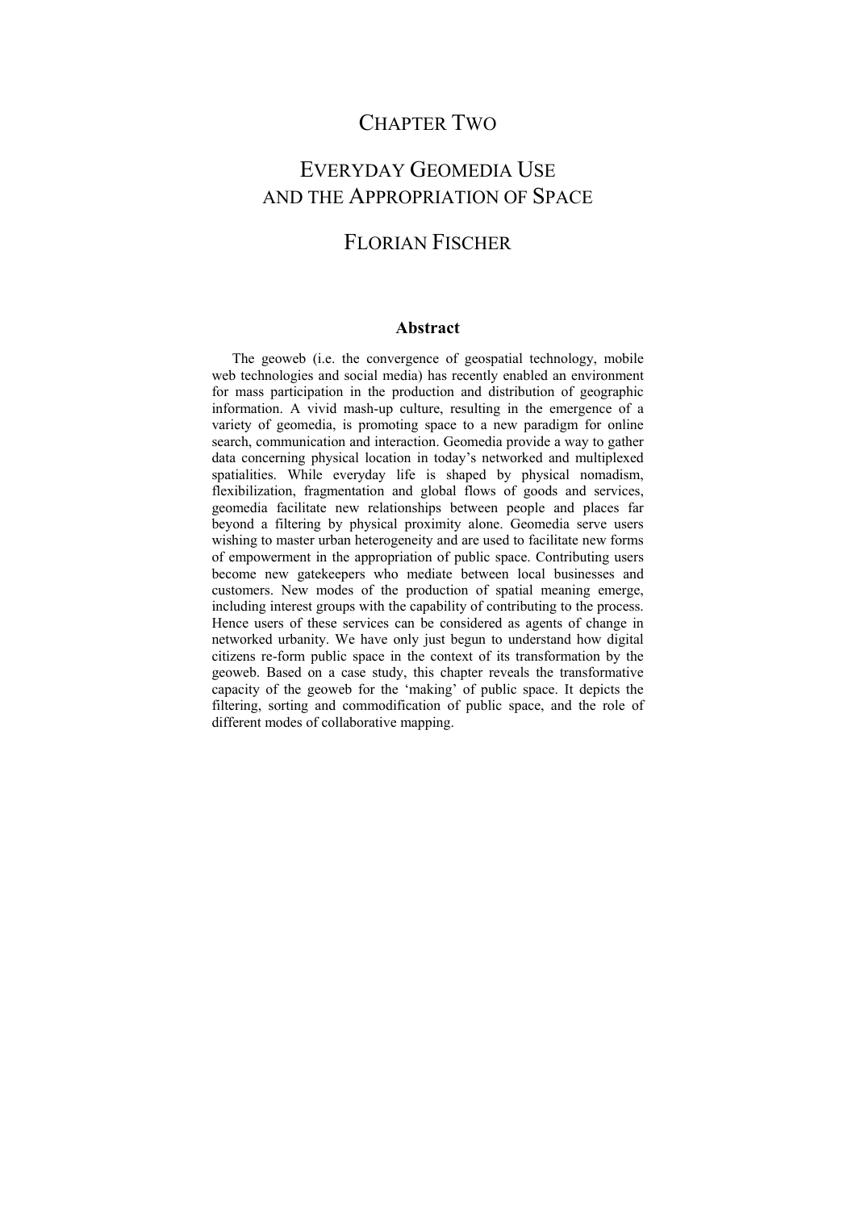# CHAPTER TWO

# EVERYDAY GEOMEDIA USE AND THE APPROPRIATION OF SPACE

## FLORIAN FISCHER

### Abstract

The geoweb (i.e. the convergence of geospatial technology, mobile web technologies and social media) has recently enabled an environment for mass participation in the production and distribution of geographic information. A vivid mash-up culture, resulting in the emergence of a variety of geomedia, is promoting space to a new paradigm for online search, communication and interaction. Geomedia provide a way to gather data concerning physical location in today's networked and multiplexed spatialities. While everyday life is shaped by physical nomadism, flexibilization, fragmentation and global flows of goods and services, geomedia facilitate new relationships between people and places far beyond a filtering by physical proximity alone. Geomedia serve users wishing to master urban heterogeneity and are used to facilitate new forms of empowerment in the appropriation of public space. Contributing users become new gatekeepers who mediate between local businesses and customers. New modes of the production of spatial meaning emerge, including interest groups with the capability of contributing to the process. Hence users of these services can be considered as agents of change in networked urbanity. We have only just begun to understand how digital citizens re-form public space in the context of its transformation by the geoweb. Based on a case study, this chapter reveals the transformative capacity of the geoweb for the 'making' of public space. It depicts the filtering, sorting and commodification of public space, and the role of different modes of collaborative mapping.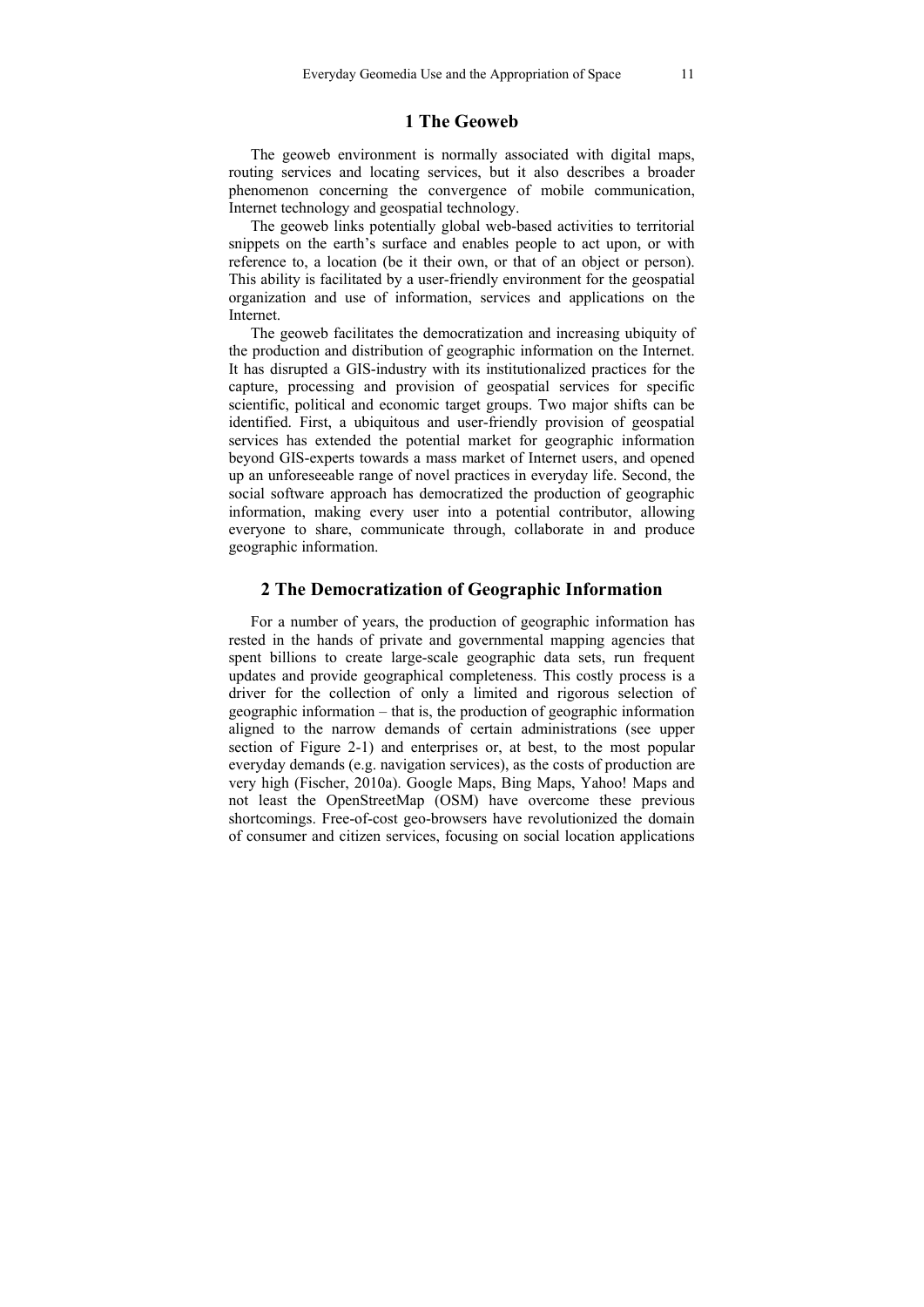## 1 The Geoweb

The geoweb environment is normally associated with digital maps, routing services and locating services, but it also describes a broader phenomenon concerning the convergence of mobile communication, Internet technology and geospatial technology.

The geoweb links potentially global web-based activities to territorial snippets on the earth's surface and enables people to act upon, or with reference to, a location (be it their own, or that of an object or person). This ability is facilitated by a user-friendly environment for the geospatial organization and use of information, services and applications on the Internet.

The geoweb facilitates the democratization and increasing ubiquity of the production and distribution of geographic information on the Internet. It has disrupted a GIS-industry with its institutionalized practices for the capture, processing and provision of geospatial services for specific scientific, political and economic target groups. Two major shifts can be identified. First, a ubiquitous and user-friendly provision of geospatial services has extended the potential market for geographic information beyond GIS-experts towards a mass market of Internet users, and opened up an unforeseeable range of novel practices in everyday life. Second, the social software approach has democratized the production of geographic information, making every user into a potential contributor, allowing everyone to share, communicate through, collaborate in and produce geographic information.

## 2 The Democratization of Geographic Information

For a number of years, the production of geographic information has rested in the hands of private and governmental mapping agencies that spent billions to create large-scale geographic data sets, run frequent updates and provide geographical completeness. This costly process is a driver for the collection of only a limited and rigorous selection of geographic information – that is, the production of geographic information aligned to the narrow demands of certain administrations (see upper section of Figure 2-1) and enterprises or, at best, to the most popular everyday demands (e.g. navigation services), as the costs of production are very high (Fischer, 2010a). Google Maps, Bing Maps, Yahoo! Maps and not least the OpenStreetMap (OSM) have overcome these previous shortcomings. Free-of-cost geo-browsers have revolutionized the domain of consumer and citizen services, focusing on social location applications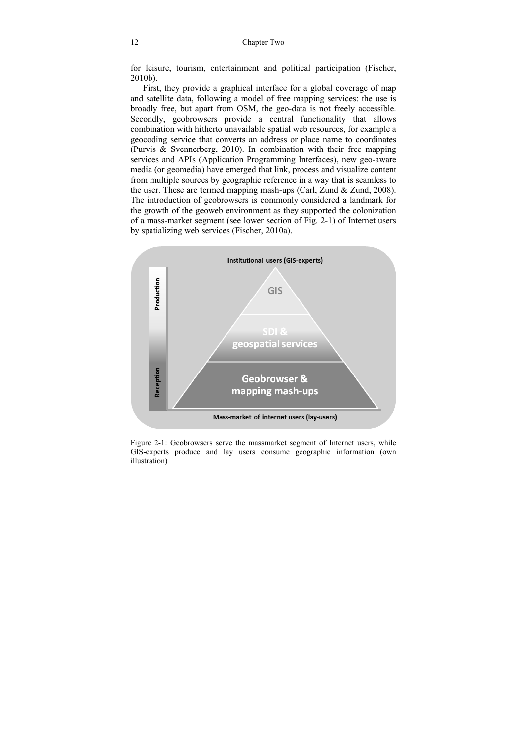for leisure, tourism, entertainment and political participation (Fischer, 2010b).

First, they provide a graphical interface for a global coverage of map and satellite data, following a model of free mapping services: the use is broadly free, but apart from OSM, the geo-data is not freely accessible. Secondly, geobrowsers provide a central functionality that allows combination with hitherto unavailable spatial web resources, for example a geocoding service that converts an address or place name to coordinates (Purvis & Svennerberg, 2010). In combination with their free mapping services and APIs (Application Programming Interfaces), new geo-aware media (or geomedia) have emerged that link, process and visualize content from multiple sources by geographic reference in a way that is seamless to the user. These are termed mapping mash-ups (Carl, Zund & Zund, 2008). The introduction of geobrowsers is commonly considered a landmark for the growth of the geoweb environment as they supported the colonization of a mass-market segment (see lower section of Fig. 2-1) of Internet users by spatializing web services (Fischer, 2010a).

Figure 2-1: Geobrowsers serve the massmarket segment of Internet users, while GIS-experts produce and lay users consume geographic information (own illustration)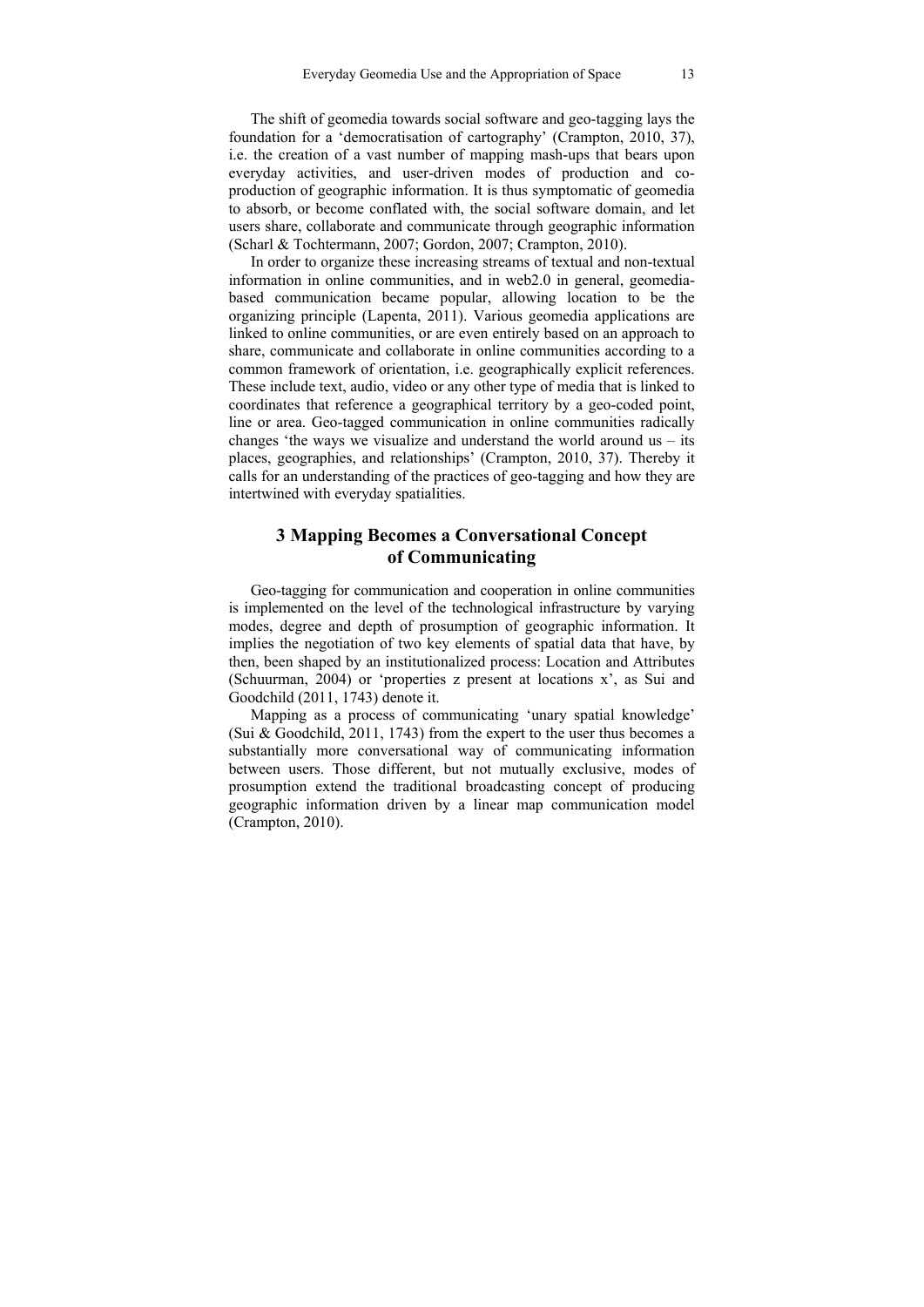The shift of geomedia towards social software and geo-tagging lays the foundation for a 'democratisation of cartography' (Crampton, 2010, 37), i.e. the creation of a vast number of mapping mash-ups that bears upon everyday activities, and user-driven modes of production and co-production of geographic information. It is thus symptomatic of geomedia to absorb, or become conflated with, the social software domain, and let users share, collaborate and communicate through geographic information (Scharl & Tochtermann, 2007; Gordon, 2007; Crampton, 2010).

In order to organize these increasing streams of textual and non-textual information in online communities, and in web2.0 in general, geomedia-based communication became popular, allowing location to be the organizing principle (Lapenta, 2011). Various geomedia applications are linked to online communities, or are even entirely based on an approach to share, communicate and collaborate in online communities according to a common framework of orientation, i.e. geographically explicit references. These include text, audio, video or any other type of media that is linked to coordinates that reference a geographical territory by a geo-coded point, line or area. Geo-tagged communication in online communities radically changes 'the ways we visualize and understand the world around us – its places, geographies, and relationships' (Crampton, 2010, 37). Thereby it calls for an understanding of the practices of geo-tagging and how they are intertwined with everyday spatialities.

## 3 Mapping Becomes a Conversational Concept of Communicating

Geo-tagging for communication and cooperation in online communities is implemented on the level of the technological infrastructure by varying modes, degree and depth of prosumption of geographic information. It implies the negotiation of two key elements of spatial data that have, by then, been shaped by an institutionalized process: Location and Attributes (Schuurman, 2004) or 'properties z present at locations x', as Sui and Goodchild (2011, 1743) denote it.

Mapping as a process of communicating 'unary spatial knowledge' (Sui & Goodchild, 2011, 1743) from the expert to the user thus becomes a substantially more conversational way of communicating information between users. Those different, but not mutually exclusive, modes of prosumption extend the traditional broadcasting concept of producing geographic information driven by a linear map communication model (Crampton, 2010).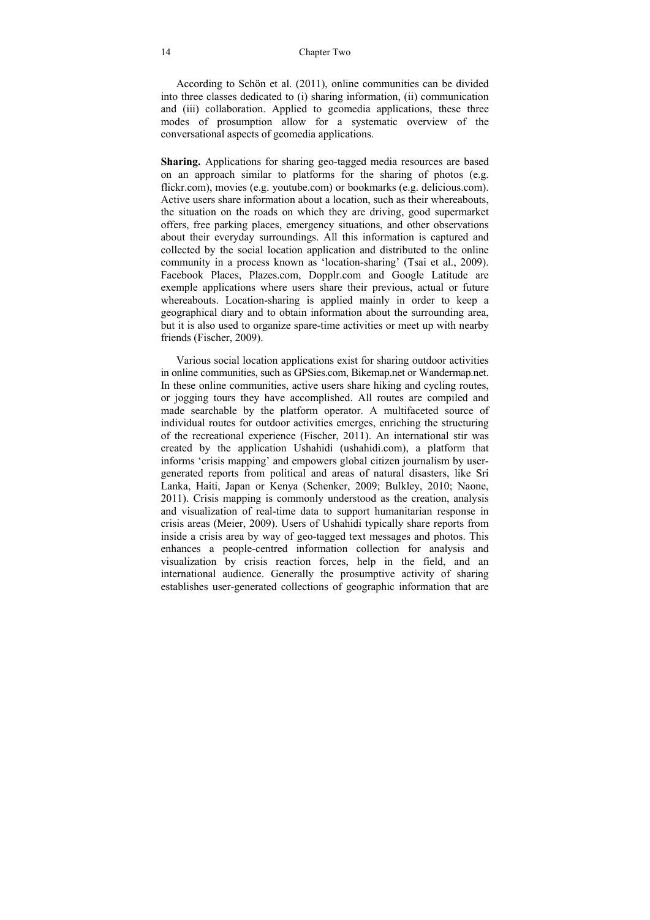According to Schön et al. (2011), online communities can be divided into three classes dedicated to (i) sharing information, (ii) communication and (iii) collaboration. Applied to geomedia applications, these three modes of prosumption allow for a systematic overview of the conversational aspects of geomedia applications.

**Sharing.** Applications for sharing geo-tagged media resources are based on an approach similar to platforms for the sharing of photos (e.g. flickr.com), movies (e.g. youtube.com) or bookmarks (e.g. delicious.com). Active users share information about a location, such as their whereabouts, the situation on the roads on which they are driving, good supermarket offers, free parking places, emergency situations, and other observations about their everyday surroundings. All this information is captured and collected by the social location application and distributed to the online community in a process known as 'location-sharing' (Tsai et al., 2009). Facebook Places, Plazes.com, Dopplr.com and Google Latitude are exemple applications where users share their previous, actual or future whereabouts. Location-sharing is applied mainly in order to keep a geographical diary and to obtain information about the surrounding area, but it is also used to organize spare-time activities or meet up with nearby friends (Fischer, 2009).

Various social location applications exist for sharing outdoor activities in online communities, such as GPSies.com, Bikemap.net or Wandermap.net. In these online communities, active users share hiking and cycling routes, or jogging tours they have accomplished. All routes are compiled and made searchable by the platform operator. A multifaceted source of individual routes for outdoor activities emerges, enriching the structuring of the recreational experience (Fischer, 2011). An international stir was created by the application Ushahidi (ushahidi.com), a platform that informs 'crisis mapping' and empowers global citizen journalism by user-generated reports from political and areas of natural disasters, like Sri Lanka, Haiti, Japan or Kenya (Schenker, 2009; Bulkley, 2010; Naone, 2011). Crisis mapping is commonly understood as the creation, analysis and visualization of real-time data to support humanitarian response in crisis areas (Meier, 2009). Users of Ushahidi typically share reports from inside a crisis area by way of geo-tagged text messages and photos. This enhances a people-centred information collection for analysis and visualization by crisis reaction forces, help in the field, and an international audience. Generally the prosumptive activity of sharing establishes user-generated collections of geographic information that are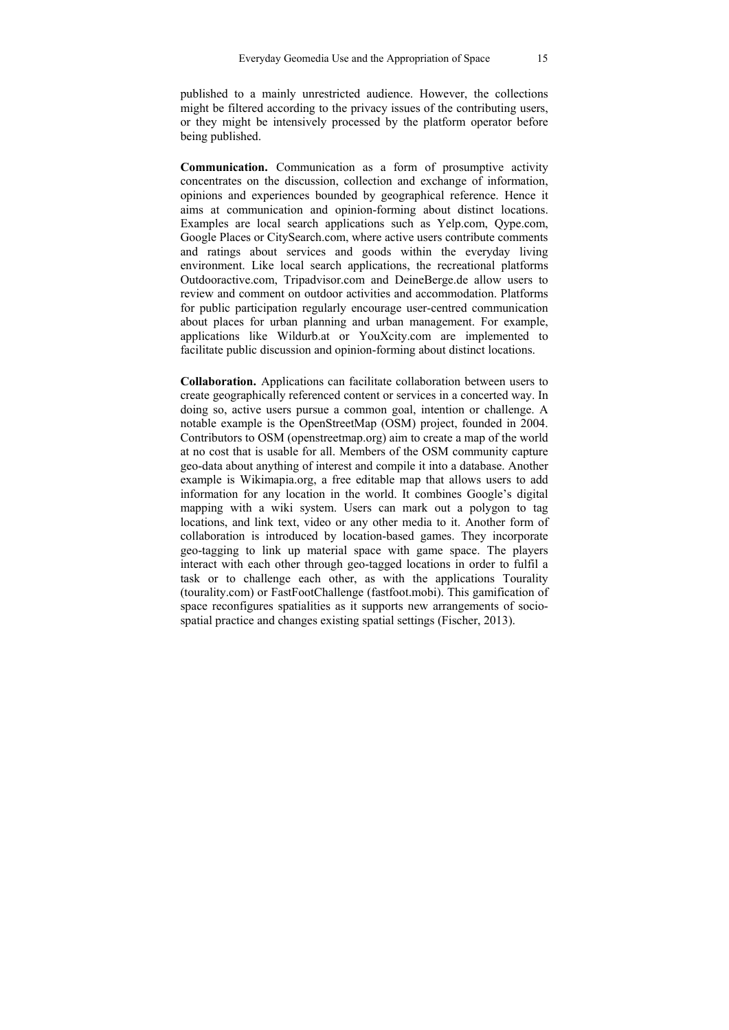published to a mainly unrestricted audience. However, the collections might be filtered according to the privacy issues of the contributing users, or they might be intensively processed by the platform operator before being published.

**Communication.** Communication as a form of prosumptive activity concentrates on the discussion, collection and exchange of information, opinions and experiences bounded by geographical reference. Hence it aims at communication and opinion-forming about distinct locations. Examples are local search applications such as Yelp.com, Qype.com, Google Places or CitySearch.com, where active users contribute comments and ratings about services and goods within the everyday living environment. Like local search applications, the recreational platforms Outdooractive.com, Tripadvisor.com and DeineBerge.de allow users to review and comment on outdoor activities and accommodation. Platforms for public participation regularly encourage user-centred communication about places for urban planning and urban management. For example, applications like Wildurb.at or YouXcity.com are implemented to facilitate public discussion and opinion-forming about distinct locations.

**Collaboration.** Applications can facilitate collaboration between users to create geographically referenced content or services in a concerted way. In doing so, active users pursue a common goal, intention or challenge. A notable example is the OpenStreetMap (OSM) project, founded in 2004. Contributors to OSM (openstreetmap.org) aim to create a map of the world at no cost that is usable for all. Members of the OSM community capture geo-data about anything of interest and compile it into a database. Another example is Wikimapia.org, a free editable map that allows users to add information for any location in the world. It combines Google's digital mapping with a wiki system. Users can mark out a polygon to tag locations, and link text, video or any other media to it. Another form of collaboration is introduced by location-based games. They incorporate geo-tagging to link up material space with game space. The players interact with each other through geo-tagged locations in order to fulfil a task or to challenge each other, as with the applications Tourality (tourality.com) or FastFootChallenge (fastfoot.mobi). This gamification of space reconfigures spatialities as it supports new arrangements of socio-spatial practice and changes existing spatial settings (Fischer, 2013).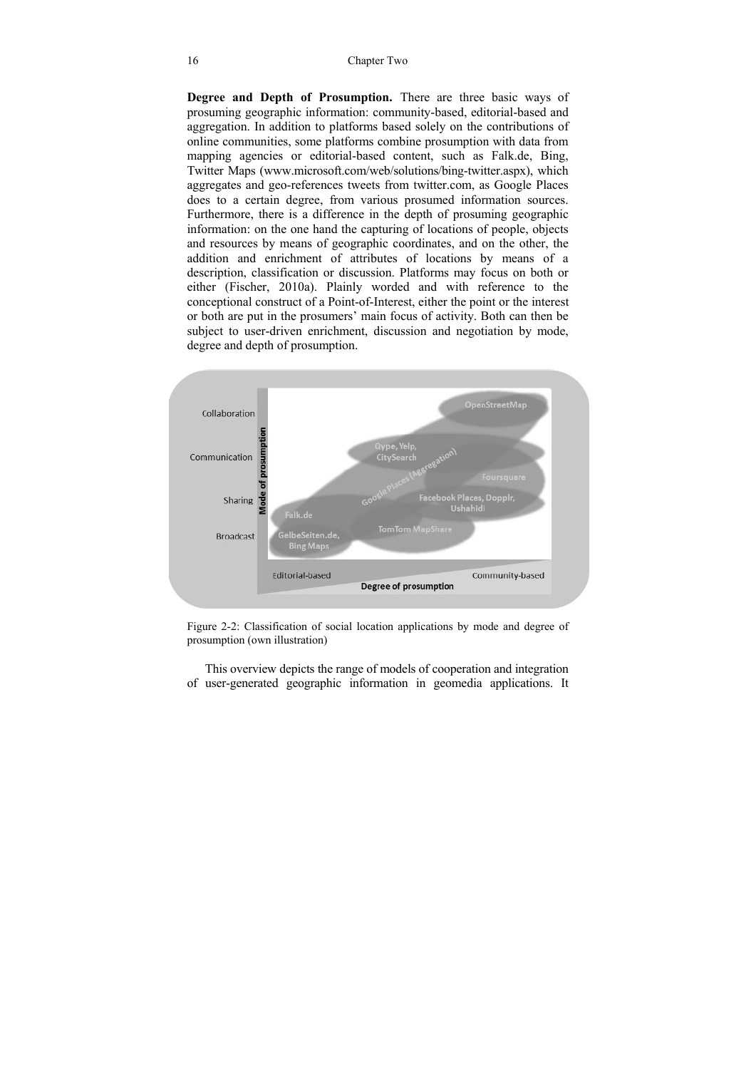**Degree and Depth of Prosumption.** There are three basic ways of prosuming geographic information: community-based, editorial-based and aggregation. In addition to platforms based solely on the contributions of online communities, some platforms combine prosumption with data from mapping agencies or editorial-based content, such as Falk.de, Bing, Twitter Maps (www.microsoft.com/web/solutions/bing-twitter.aspx), which aggregates and geo-references tweets from twitter.com, as Google Places does to a certain degree, from various prosumed information sources. Furthermore, there is a difference in the depth of prosuming geographic information: on the one hand the capturing of locations of people, objects and resources by means of geographic coordinates, and on the other, the addition and enrichment of attributes of locations by means of a description, classification or discussion. Platforms may focus on both or either (Fischer, 2010a). Plainly worded and with reference to the conceptional construct of a Point-of-Interest, either the point or the interest or both are put in the prosumers' main focus of activity. Both can then be subject to user-driven enrichment, discussion and negotiation by mode, degree and depth of prosumption.

Figure 2-2: Classification of social location applications by mode and degree of prosumption (own illustration)

This overview depicts the range of models of cooperation and integration of user-generated geographic information in geomedia applications. It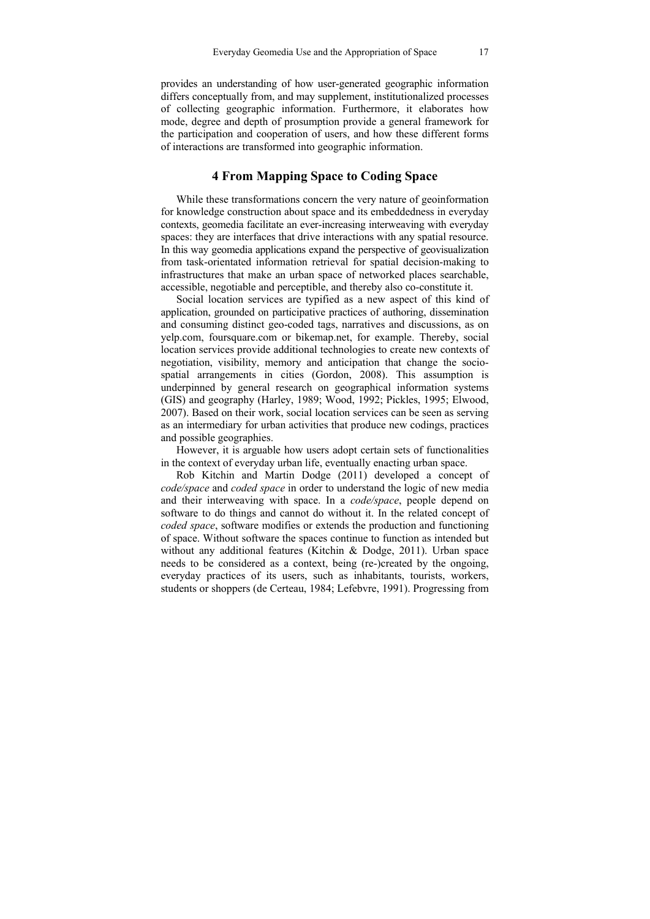provides an understanding of how user-generated geographic information differs conceptually from, and may supplement, institutionalized processes of collecting geographic information. Furthermore, it elaborates how mode, degree and depth of prosumption provide a general framework for the participation and cooperation of users, and how these different forms of interactions are transformed into geographic information.

## 4 From Mapping Space to Coding Space

While these transformations concern the very nature of geoinformation for knowledge construction about space and its embeddedness in everyday contexts, geomedia facilitate an ever-increasing interweaving with everyday spaces: they are interfaces that drive interactions with any spatial resource. In this way geomedia applications expand the perspective of geovisualization from task-orientated information retrieval for spatial decision-making to infrastructures that make an urban space of networked places searchable, accessible, negotiable and perceptible, and thereby also co-constitute it.

Social location services are typified as a new aspect of this kind of application, grounded on participative practices of authoring, dissemination and consuming distinct geo-coded tags, narratives and discussions, as on yelp.com, foursquare.com or bikemap.net, for example. Thereby, social location services provide additional technologies to create new contexts of negotiation, visibility, memory and anticipation that change the socio-spatial arrangements in cities (Gordon, 2008). This assumption is underpinned by general research on geographical information systems (GIS) and geography (Harley, 1989; Wood, 1992; Pickles, 1995; Elwood, 2007). Based on their work, social location services can be seen as serving as an intermediary for urban activities that produce new codings, practices and possible geographies.

However, it is arguable how users adopt certain sets of functionalities in the context of everyday urban life, eventually enacting urban space.

Rob Kitchin and Martin Dodge (2011) developed a concept of *code/space* and *coded space* in order to understand the logic of new media and their interweaving with space. In a *code/space*, people depend on software to do things and cannot do without it. In the related concept of *coded space*, software modifies or extends the production and functioning of space. Without software the spaces continue to function as intended but without any additional features (Kitchin & Dodge, 2011). Urban space needs to be considered as a context, being (re-)created by the ongoing, everyday practices of its users, such as inhabitants, tourists, workers, students or shoppers (de Certeau, 1984; Lefebvre, 1991). Progressing from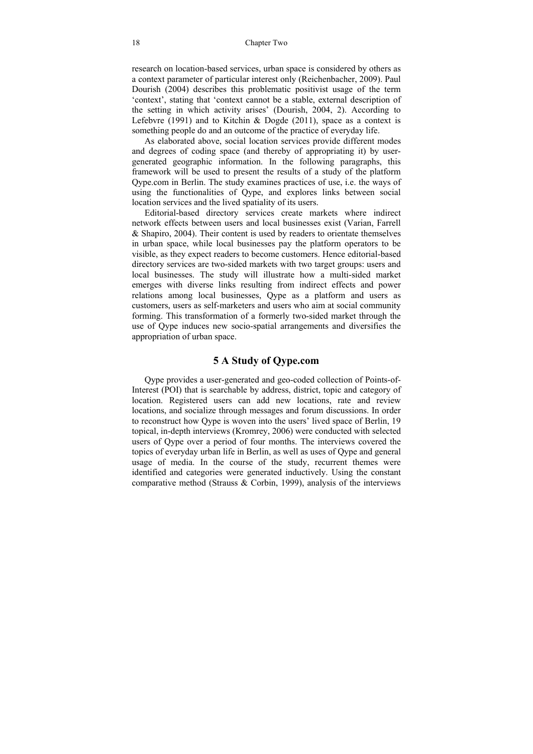research on location-based services, urban space is considered by others as a context parameter of particular interest only (Reichenbacher, 2009). Paul Dourish (2004) describes this problematic positivist usage of the term 'context', stating that 'context cannot be a stable, external description of the setting in which activity arises' (Dourish, 2004, 2). According to Lefebvre (1991) and to Kitchin & Dogde (2011), space as a context is something people do and an outcome of the practice of everyday life.

As elaborated above, social location services provide different modes and degrees of coding space (and thereby of appropriating it) by user-generated geographic information. In the following paragraphs, this framework will be used to present the results of a study of the platform Qype.com in Berlin. The study examines practices of use, i.e. the ways of using the functionalities of Qype, and explores links between social location services and the lived spatiality of its users.

Editorial-based directory services create markets where indirect network effects between users and local businesses exist (Varian, Farrell & Shapiro, 2004). Their content is used by readers to orientate themselves in urban space, while local businesses pay the platform operators to be visible, as they expect readers to become customers. Hence editorial-based directory services are two-sided markets with two target groups: users and local businesses. The study will illustrate how a multi-sided market emerges with diverse links resulting from indirect effects and power relations among local businesses, Qype as a platform and users as customers, users as self-marketers and users who aim at social community forming. This transformation of a formerly two-sided market through the use of Qype induces new socio-spatial arrangements and diversifies the appropriation of urban space.

## 5 A Study of Qype.com

Qype provides a user-generated and geo-coded collection of Points-of-Interest (POI) that is searchable by address, district, topic and category of location. Registered users can add new locations, rate and review locations, and socialize through messages and forum discussions. In order to reconstruct how Qype is woven into the users' lived space of Berlin, 19 topical, in-depth interviews (Kromrey, 2006) were conducted with selected users of Qype over a period of four months. The interviews covered the topics of everyday urban life in Berlin, as well as uses of Qype and general usage of media. In the course of the study, recurrent themes were identified and categories were generated inductively. Using the constant comparative method (Strauss & Corbin, 1999), analysis of the interviews